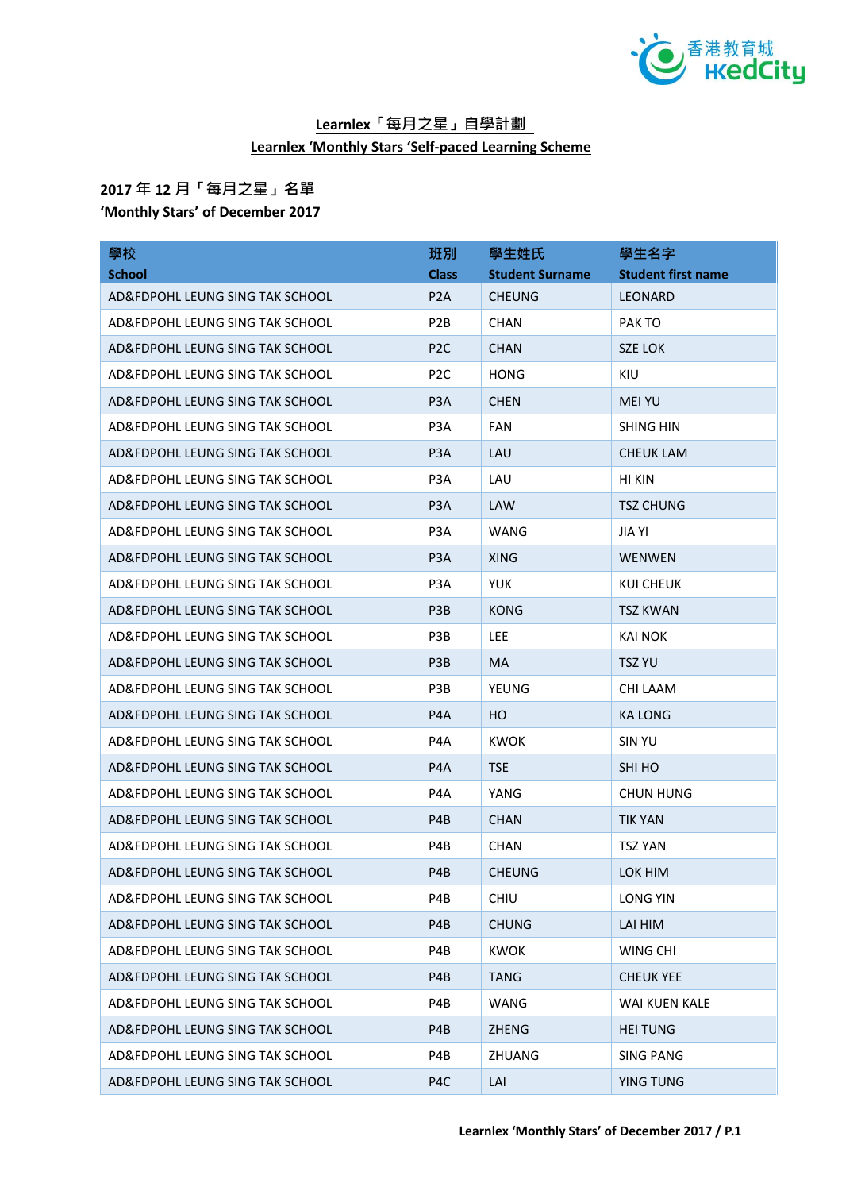## Learnlex「每月之星」自學計劃
## Learnlex 'Monthly Stars 'Self-paced Learning Scheme

**2017 年 12 月「每月之星」名單**
**'Monthly Stars' of December 2017**

| 學校<br>School | 班別<br>Class | 學生姓氏<br>Student Surname | 學生名字<br>Student first name |
|---|---|---|---|
| AD&FDPOHL LEUNG SING TAK SCHOOL | P2A | CHEUNG | LEONARD |
| AD&FDPOHL LEUNG SING TAK SCHOOL | P2B | CHAN | PAK TO |
| AD&FDPOHL LEUNG SING TAK SCHOOL | P2C | CHAN | SZE LOK |
| AD&FDPOHL LEUNG SING TAK SCHOOL | P2C | HONG | KIU |
| AD&FDPOHL LEUNG SING TAK SCHOOL | P3A | CHEN | MEI YU |
| AD&FDPOHL LEUNG SING TAK SCHOOL | P3A | FAN | SHING HIN |
| AD&FDPOHL LEUNG SING TAK SCHOOL | P3A | LAU | CHEUK LAM |
| AD&FDPOHL LEUNG SING TAK SCHOOL | P3A | LAU | HI KIN |
| AD&FDPOHL LEUNG SING TAK SCHOOL | P3A | LAW | TSZ CHUNG |
| AD&FDPOHL LEUNG SING TAK SCHOOL | P3A | WANG | JIA YI |
| AD&FDPOHL LEUNG SING TAK SCHOOL | P3A | XING | WENWEN |
| AD&FDPOHL LEUNG SING TAK SCHOOL | P3A | YUK | KUI CHEUK |
| AD&FDPOHL LEUNG SING TAK SCHOOL | P3B | KONG | TSZ KWAN |
| AD&FDPOHL LEUNG SING TAK SCHOOL | P3B | LEE | KAI NOK |
| AD&FDPOHL LEUNG SING TAK SCHOOL | P3B | MA | TSZ YU |
| AD&FDPOHL LEUNG SING TAK SCHOOL | P3B | YEUNG | CHI LAAM |
| AD&FDPOHL LEUNG SING TAK SCHOOL | P4A | HO | KA LONG |
| AD&FDPOHL LEUNG SING TAK SCHOOL | P4A | KWOK | SIN YU |
| AD&FDPOHL LEUNG SING TAK SCHOOL | P4A | TSE | SHI HO |
| AD&FDPOHL LEUNG SING TAK SCHOOL | P4A | YANG | CHUN HUNG |
| AD&FDPOHL LEUNG SING TAK SCHOOL | P4B | CHAN | TIK YAN |
| AD&FDPOHL LEUNG SING TAK SCHOOL | P4B | CHAN | TSZ YAN |
| AD&FDPOHL LEUNG SING TAK SCHOOL | P4B | CHEUNG | LOK HIM |
| AD&FDPOHL LEUNG SING TAK SCHOOL | P4B | CHIU | LONG YIN |
| AD&FDPOHL LEUNG SING TAK SCHOOL | P4B | CHUNG | LAI HIM |
| AD&FDPOHL LEUNG SING TAK SCHOOL | P4B | KWOK | WING CHI |
| AD&FDPOHL LEUNG SING TAK SCHOOL | P4B | TANG | CHEUK YEE |
| AD&FDPOHL LEUNG SING TAK SCHOOL | P4B | WANG | WAI KUEN KALE |
| AD&FDPOHL LEUNG SING TAK SCHOOL | P4B | ZHENG | HEI TUNG |
| AD&FDPOHL LEUNG SING TAK SCHOOL | P4B | ZHUANG | SING PANG |
| AD&FDPOHL LEUNG SING TAK SCHOOL | P4C | LAI | YING TUNG |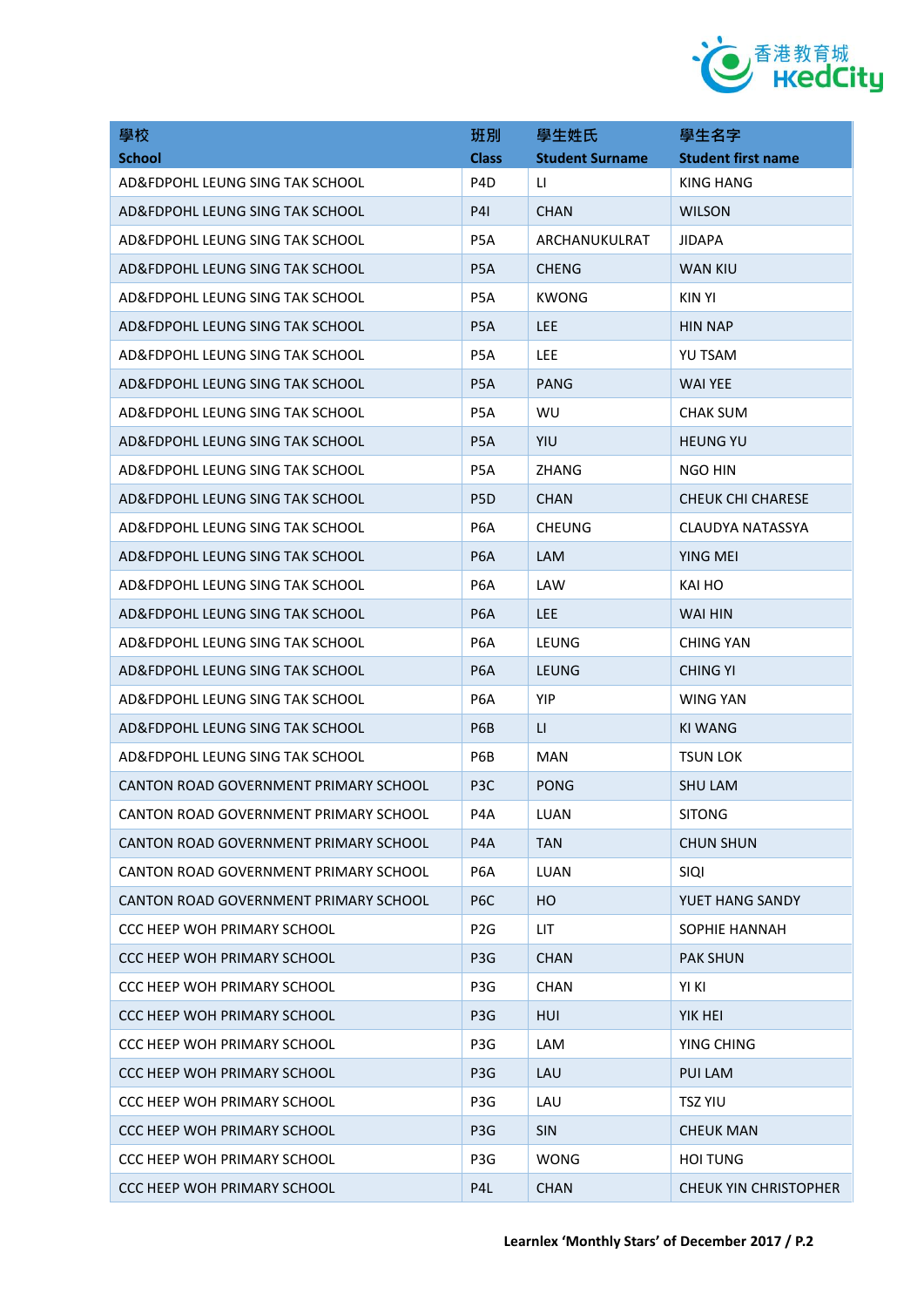| 學校<br>School | 班別<br>Class | 學生姓氏<br>Student Surname | 學生名字<br>Student first name |
|---|---|---|---|
| AD&FDPOHL LEUNG SING TAK SCHOOL | P4D | LI | KING HANG |
| AD&FDPOHL LEUNG SING TAK SCHOOL | P4I | CHAN | WILSON |
| AD&FDPOHL LEUNG SING TAK SCHOOL | P5A | ARCHANUKULRAT | JIDAPA |
| AD&FDPOHL LEUNG SING TAK SCHOOL | P5A | CHENG | WAN KIU |
| AD&FDPOHL LEUNG SING TAK SCHOOL | P5A | KWONG | KIN YI |
| AD&FDPOHL LEUNG SING TAK SCHOOL | P5A | LEE | HIN NAP |
| AD&FDPOHL LEUNG SING TAK SCHOOL | P5A | LEE | YU TSAM |
| AD&FDPOHL LEUNG SING TAK SCHOOL | P5A | PANG | WAI YEE |
| AD&FDPOHL LEUNG SING TAK SCHOOL | P5A | WU | CHAK SUM |
| AD&FDPOHL LEUNG SING TAK SCHOOL | P5A | YIU | HEUNG YU |
| AD&FDPOHL LEUNG SING TAK SCHOOL | P5A | ZHANG | NGO HIN |
| AD&FDPOHL LEUNG SING TAK SCHOOL | P5D | CHAN | CHEUK CHI CHARESE |
| AD&FDPOHL LEUNG SING TAK SCHOOL | P6A | CHEUNG | CLAUDYA NATASSYA |
| AD&FDPOHL LEUNG SING TAK SCHOOL | P6A | LAM | YING MEI |
| AD&FDPOHL LEUNG SING TAK SCHOOL | P6A | LAW | KAI HO |
| AD&FDPOHL LEUNG SING TAK SCHOOL | P6A | LEE | WAI HIN |
| AD&FDPOHL LEUNG SING TAK SCHOOL | P6A | LEUNG | CHING YAN |
| AD&FDPOHL LEUNG SING TAK SCHOOL | P6A | LEUNG | CHING YI |
| AD&FDPOHL LEUNG SING TAK SCHOOL | P6A | YIP | WING YAN |
| AD&FDPOHL LEUNG SING TAK SCHOOL | P6B | LI | KI WANG |
| AD&FDPOHL LEUNG SING TAK SCHOOL | P6B | MAN | TSUN LOK |
| CANTON ROAD GOVERNMENT PRIMARY SCHOOL | P3C | PONG | SHU LAM |
| CANTON ROAD GOVERNMENT PRIMARY SCHOOL | P4A | LUAN | SITONG |
| CANTON ROAD GOVERNMENT PRIMARY SCHOOL | P4A | TAN | CHUN SHUN |
| CANTON ROAD GOVERNMENT PRIMARY SCHOOL | P6A | LUAN | SIQI |
| CANTON ROAD GOVERNMENT PRIMARY SCHOOL | P6C | HO | YUET HANG SANDY |
| CCC HEEP WOH PRIMARY SCHOOL | P2G | LIT | SOPHIE HANNAH |
| CCC HEEP WOH PRIMARY SCHOOL | P3G | CHAN | PAK SHUN |
| CCC HEEP WOH PRIMARY SCHOOL | P3G | CHAN | YI KI |
| CCC HEEP WOH PRIMARY SCHOOL | P3G | HUI | YIK HEI |
| CCC HEEP WOH PRIMARY SCHOOL | P3G | LAM | YING CHING |
| CCC HEEP WOH PRIMARY SCHOOL | P3G | LAU | PUI LAM |
| CCC HEEP WOH PRIMARY SCHOOL | P3G | LAU | TSZ YIU |
| CCC HEEP WOH PRIMARY SCHOOL | P3G | SIN | CHEUK MAN |
| CCC HEEP WOH PRIMARY SCHOOL | P3G | WONG | HOI TUNG |
| CCC HEEP WOH PRIMARY SCHOOL | P4L | CHAN | CHEUK YIN CHRISTOPHER |

**Learnlex 'Monthly Stars' of December 2017 / P.2**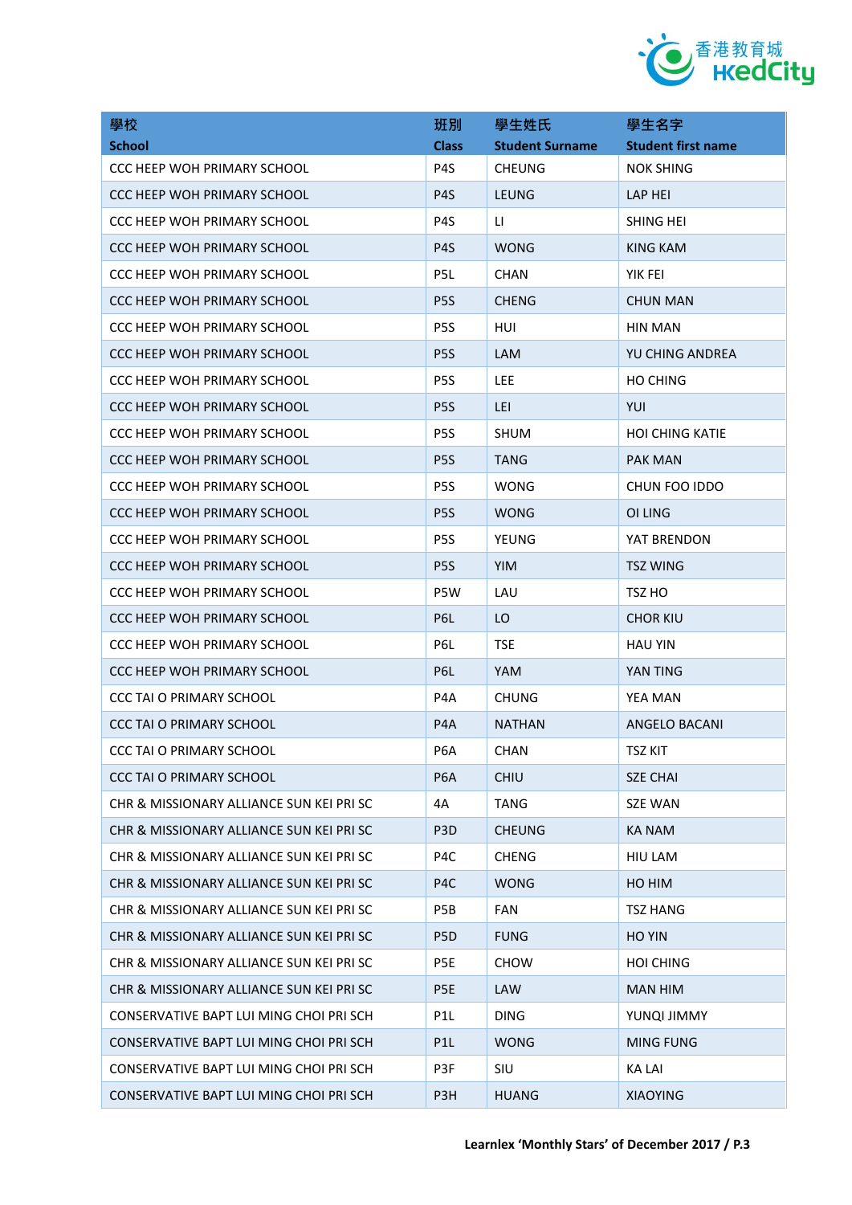| 學校<br>School | 班別<br>Class | 學生姓氏<br>Student Surname | 學生名字<br>Student first name |
|---|---|---|---|
| CCC HEEP WOH PRIMARY SCHOOL | P4S | CHEUNG | NOK SHING |
| CCC HEEP WOH PRIMARY SCHOOL | P4S | LEUNG | LAP HEI |
| CCC HEEP WOH PRIMARY SCHOOL | P4S | LI | SHING HEI |
| CCC HEEP WOH PRIMARY SCHOOL | P4S | WONG | KING KAM |
| CCC HEEP WOH PRIMARY SCHOOL | P5L | CHAN | YIK FEI |
| CCC HEEP WOH PRIMARY SCHOOL | P5S | CHENG | CHUN MAN |
| CCC HEEP WOH PRIMARY SCHOOL | P5S | HUI | HIN MAN |
| CCC HEEP WOH PRIMARY SCHOOL | P5S | LAM | YU CHING ANDREA |
| CCC HEEP WOH PRIMARY SCHOOL | P5S | LEE | HO CHING |
| CCC HEEP WOH PRIMARY SCHOOL | P5S | LEI | YUI |
| CCC HEEP WOH PRIMARY SCHOOL | P5S | SHUM | HOI CHING KATIE |
| CCC HEEP WOH PRIMARY SCHOOL | P5S | TANG | PAK MAN |
| CCC HEEP WOH PRIMARY SCHOOL | P5S | WONG | CHUN FOO IDDO |
| CCC HEEP WOH PRIMARY SCHOOL | P5S | WONG | OI LING |
| CCC HEEP WOH PRIMARY SCHOOL | P5S | YEUNG | YAT BRENDON |
| CCC HEEP WOH PRIMARY SCHOOL | P5S | YIM | TSZ WING |
| CCC HEEP WOH PRIMARY SCHOOL | P5W | LAU | TSZ HO |
| CCC HEEP WOH PRIMARY SCHOOL | P6L | LO | CHOR KIU |
| CCC HEEP WOH PRIMARY SCHOOL | P6L | TSE | HAU YIN |
| CCC HEEP WOH PRIMARY SCHOOL | P6L | YAM | YAN TING |
| CCC TAI O PRIMARY SCHOOL | P4A | CHUNG | YEA MAN |
| CCC TAI O PRIMARY SCHOOL | P4A | NATHAN | ANGELO BACANI |
| CCC TAI O PRIMARY SCHOOL | P6A | CHAN | TSZ KIT |
| CCC TAI O PRIMARY SCHOOL | P6A | CHIU | SZE CHAI |
| CHR & MISSIONARY ALLIANCE SUN KEI PRI SC | 4A | TANG | SZE WAN |
| CHR & MISSIONARY ALLIANCE SUN KEI PRI SC | P3D | CHEUNG | KA NAM |
| CHR & MISSIONARY ALLIANCE SUN KEI PRI SC | P4C | CHENG | HIU LAM |
| CHR & MISSIONARY ALLIANCE SUN KEI PRI SC | P4C | WONG | HO HIM |
| CHR & MISSIONARY ALLIANCE SUN KEI PRI SC | P5B | FAN | TSZ HANG |
| CHR & MISSIONARY ALLIANCE SUN KEI PRI SC | P5D | FUNG | HO YIN |
| CHR & MISSIONARY ALLIANCE SUN KEI PRI SC | P5E | CHOW | HOI CHING |
| CHR & MISSIONARY ALLIANCE SUN KEI PRI SC | P5E | LAW | MAN HIM |
| CONSERVATIVE BAPT LUI MING CHOI PRI SCH | P1L | DING | YUNQI JIMMY |
| CONSERVATIVE BAPT LUI MING CHOI PRI SCH | P1L | WONG | MING FUNG |
| CONSERVATIVE BAPT LUI MING CHOI PRI SCH | P3F | SIU | KA LAI |
| CONSERVATIVE BAPT LUI MING CHOI PRI SCH | P3H | HUANG | XIAOYING |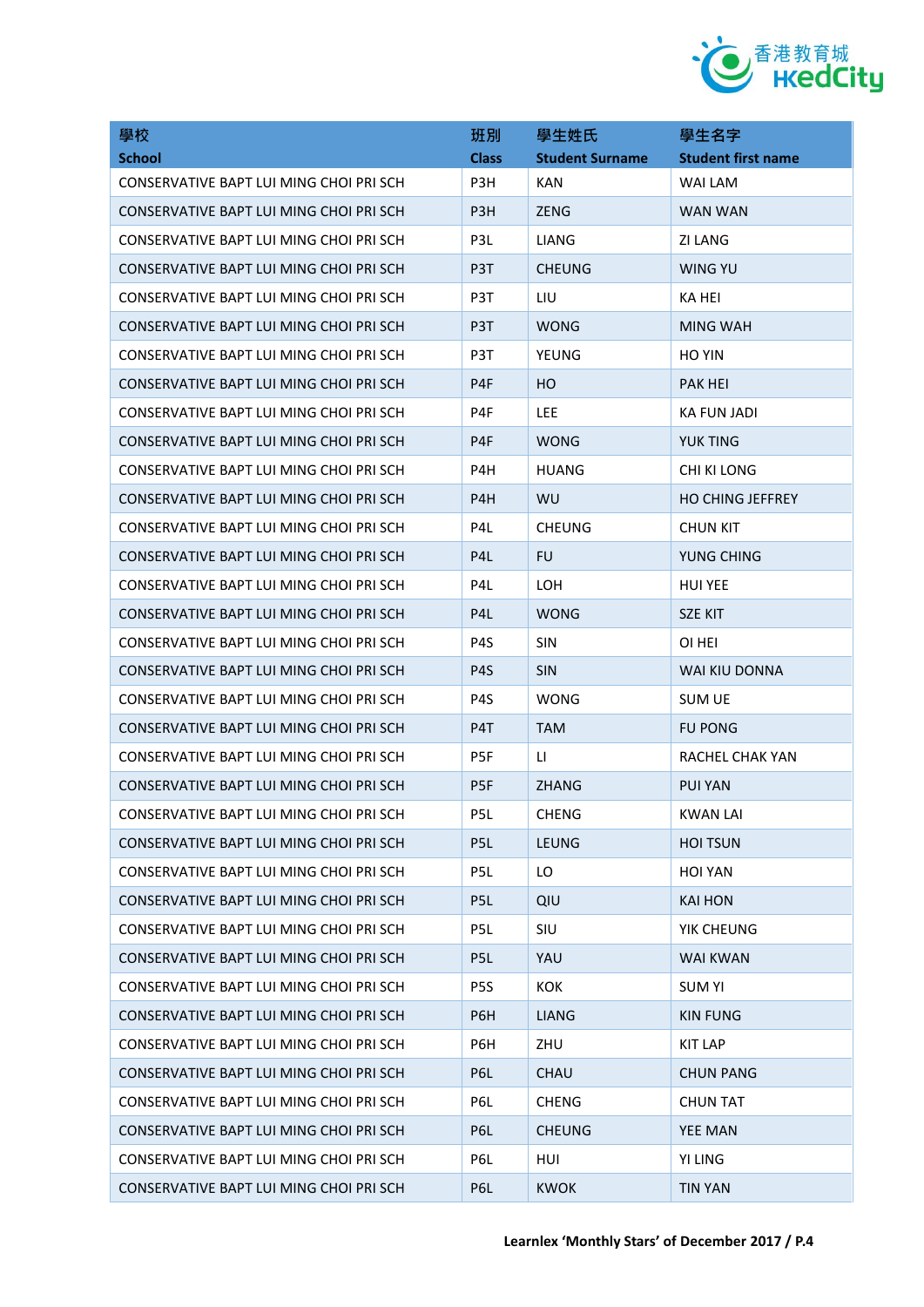| 學校<br>School | 班別<br>Class | 學生姓氏<br>Student Surname | 學生名字<br>Student first name |
|---|---|---|---|
| CONSERVATIVE BAPT LUI MING CHOI PRI SCH | P3H | KAN | WAI LAM |
| CONSERVATIVE BAPT LUI MING CHOI PRI SCH | P3H | ZENG | WAN WAN |
| CONSERVATIVE BAPT LUI MING CHOI PRI SCH | P3L | LIANG | ZI LANG |
| CONSERVATIVE BAPT LUI MING CHOI PRI SCH | P3T | CHEUNG | WING YU |
| CONSERVATIVE BAPT LUI MING CHOI PRI SCH | P3T | LIU | KA HEI |
| CONSERVATIVE BAPT LUI MING CHOI PRI SCH | P3T | WONG | MING WAH |
| CONSERVATIVE BAPT LUI MING CHOI PRI SCH | P3T | YEUNG | HO YIN |
| CONSERVATIVE BAPT LUI MING CHOI PRI SCH | P4F | HO | PAK HEI |
| CONSERVATIVE BAPT LUI MING CHOI PRI SCH | P4F | LEE | KA FUN JADI |
| CONSERVATIVE BAPT LUI MING CHOI PRI SCH | P4F | WONG | YUK TING |
| CONSERVATIVE BAPT LUI MING CHOI PRI SCH | P4H | HUANG | CHI KI LONG |
| CONSERVATIVE BAPT LUI MING CHOI PRI SCH | P4H | WU | HO CHING JEFFREY |
| CONSERVATIVE BAPT LUI MING CHOI PRI SCH | P4L | CHEUNG | CHUN KIT |
| CONSERVATIVE BAPT LUI MING CHOI PRI SCH | P4L | FU | YUNG CHING |
| CONSERVATIVE BAPT LUI MING CHOI PRI SCH | P4L | LOH | HUI YEE |
| CONSERVATIVE BAPT LUI MING CHOI PRI SCH | P4L | WONG | SZE KIT |
| CONSERVATIVE BAPT LUI MING CHOI PRI SCH | P4S | SIN | OI HEI |
| CONSERVATIVE BAPT LUI MING CHOI PRI SCH | P4S | SIN | WAI KIU DONNA |
| CONSERVATIVE BAPT LUI MING CHOI PRI SCH | P4S | WONG | SUM UE |
| CONSERVATIVE BAPT LUI MING CHOI PRI SCH | P4T | TAM | FU PONG |
| CONSERVATIVE BAPT LUI MING CHOI PRI SCH | P5F | LI | RACHEL CHAK YAN |
| CONSERVATIVE BAPT LUI MING CHOI PRI SCH | P5F | ZHANG | PUI YAN |
| CONSERVATIVE BAPT LUI MING CHOI PRI SCH | P5L | CHENG | KWAN LAI |
| CONSERVATIVE BAPT LUI MING CHOI PRI SCH | P5L | LEUNG | HOI TSUN |
| CONSERVATIVE BAPT LUI MING CHOI PRI SCH | P5L | LO | HOI YAN |
| CONSERVATIVE BAPT LUI MING CHOI PRI SCH | P5L | QIU | KAI HON |
| CONSERVATIVE BAPT LUI MING CHOI PRI SCH | P5L | SIU | YIK CHEUNG |
| CONSERVATIVE BAPT LUI MING CHOI PRI SCH | P5L | YAU | WAI KWAN |
| CONSERVATIVE BAPT LUI MING CHOI PRI SCH | P5S | KOK | SUM YI |
| CONSERVATIVE BAPT LUI MING CHOI PRI SCH | P6H | LIANG | KIN FUNG |
| CONSERVATIVE BAPT LUI MING CHOI PRI SCH | P6H | ZHU | KIT LAP |
| CONSERVATIVE BAPT LUI MING CHOI PRI SCH | P6L | CHAU | CHUN PANG |
| CONSERVATIVE BAPT LUI MING CHOI PRI SCH | P6L | CHENG | CHUN TAT |
| CONSERVATIVE BAPT LUI MING CHOI PRI SCH | P6L | CHEUNG | YEE MAN |
| CONSERVATIVE BAPT LUI MING CHOI PRI SCH | P6L | HUI | YI LING |
| CONSERVATIVE BAPT LUI MING CHOI PRI SCH | P6L | KWOK | TIN YAN |

**Learnlex 'Monthly Stars' of December 2017 / P.4**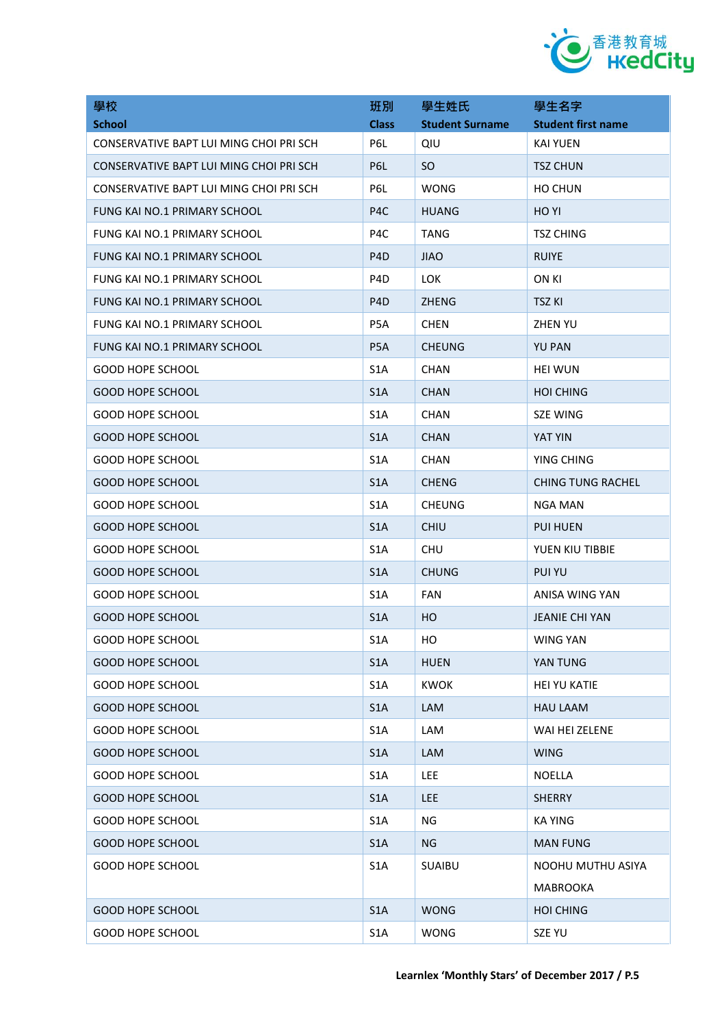| 學校<br>School | 班別<br>Class | 學生姓氏<br>Student Surname | 學生名字<br>Student first name |
|---|---|---|---|
| CONSERVATIVE BAPT LUI MING CHOI PRI SCH | P6L | QIU | KAI YUEN |
| CONSERVATIVE BAPT LUI MING CHOI PRI SCH | P6L | SO | TSZ CHUN |
| CONSERVATIVE BAPT LUI MING CHOI PRI SCH | P6L | WONG | HO CHUN |
| FUNG KAI NO.1 PRIMARY SCHOOL | P4C | HUANG | HO YI |
| FUNG KAI NO.1 PRIMARY SCHOOL | P4C | TANG | TSZ CHING |
| FUNG KAI NO.1 PRIMARY SCHOOL | P4D | JIAO | RUIYE |
| FUNG KAI NO.1 PRIMARY SCHOOL | P4D | LOK | ON KI |
| FUNG KAI NO.1 PRIMARY SCHOOL | P4D | ZHENG | TSZ KI |
| FUNG KAI NO.1 PRIMARY SCHOOL | P5A | CHEN | ZHEN YU |
| FUNG KAI NO.1 PRIMARY SCHOOL | P5A | CHEUNG | YU PAN |
| GOOD HOPE SCHOOL | S1A | CHAN | HEI WUN |
| GOOD HOPE SCHOOL | S1A | CHAN | HOI CHING |
| GOOD HOPE SCHOOL | S1A | CHAN | SZE WING |
| GOOD HOPE SCHOOL | S1A | CHAN | YAT YIN |
| GOOD HOPE SCHOOL | S1A | CHAN | YING CHING |
| GOOD HOPE SCHOOL | S1A | CHENG | CHING TUNG RACHEL |
| GOOD HOPE SCHOOL | S1A | CHEUNG | NGA MAN |
| GOOD HOPE SCHOOL | S1A | CHIU | PUI HUEN |
| GOOD HOPE SCHOOL | S1A | CHU | YUEN KIU TIBBIE |
| GOOD HOPE SCHOOL | S1A | CHUNG | PUI YU |
| GOOD HOPE SCHOOL | S1A | FAN | ANISA WING YAN |
| GOOD HOPE SCHOOL | S1A | HO | JEANIE CHI YAN |
| GOOD HOPE SCHOOL | S1A | HO | WING YAN |
| GOOD HOPE SCHOOL | S1A | HUEN | YAN TUNG |
| GOOD HOPE SCHOOL | S1A | KWOK | HEI YU KATIE |
| GOOD HOPE SCHOOL | S1A | LAM | HAU LAAM |
| GOOD HOPE SCHOOL | S1A | LAM | WAI HEI ZELENE |
| GOOD HOPE SCHOOL | S1A | LAM | WING |
| GOOD HOPE SCHOOL | S1A | LEE | NOELLA |
| GOOD HOPE SCHOOL | S1A | LEE | SHERRY |
| GOOD HOPE SCHOOL | S1A | NG | KA YING |
| GOOD HOPE SCHOOL | S1A | NG | MAN FUNG |
| GOOD HOPE SCHOOL | S1A | SUAIBU | NOOHU MUTHU ASIYA MABROOKA |
| GOOD HOPE SCHOOL | S1A | WONG | HOI CHING |
| GOOD HOPE SCHOOL | S1A | WONG | SZE YU |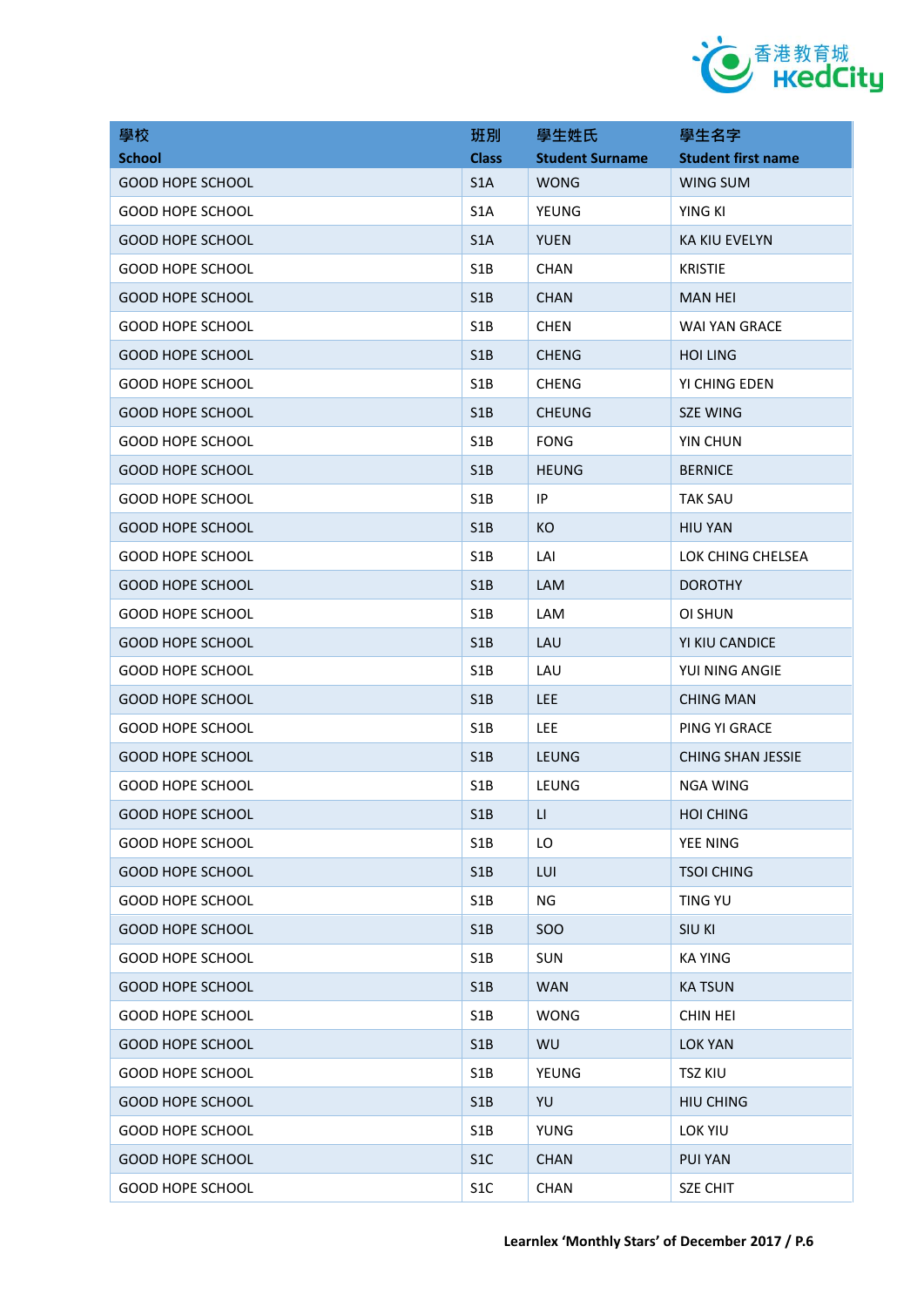| 學校<br>School | 班別<br>Class | 學生姓氏<br>Student Surname | 學生名字<br>Student first name |
|---|---|---|---|
| GOOD HOPE SCHOOL | S1A | WONG | WING SUM |
| GOOD HOPE SCHOOL | S1A | YEUNG | YING KI |
| GOOD HOPE SCHOOL | S1A | YUEN | KA KIU EVELYN |
| GOOD HOPE SCHOOL | S1B | CHAN | KRISTIE |
| GOOD HOPE SCHOOL | S1B | CHAN | MAN HEI |
| GOOD HOPE SCHOOL | S1B | CHEN | WAI YAN GRACE |
| GOOD HOPE SCHOOL | S1B | CHENG | HOI LING |
| GOOD HOPE SCHOOL | S1B | CHENG | YI CHING EDEN |
| GOOD HOPE SCHOOL | S1B | CHEUNG | SZE WING |
| GOOD HOPE SCHOOL | S1B | FONG | YIN CHUN |
| GOOD HOPE SCHOOL | S1B | HEUNG | BERNICE |
| GOOD HOPE SCHOOL | S1B | IP | TAK SAU |
| GOOD HOPE SCHOOL | S1B | KO | HIU YAN |
| GOOD HOPE SCHOOL | S1B | LAI | LOK CHING CHELSEA |
| GOOD HOPE SCHOOL | S1B | LAM | DOROTHY |
| GOOD HOPE SCHOOL | S1B | LAM | OI SHUN |
| GOOD HOPE SCHOOL | S1B | LAU | YI KIU CANDICE |
| GOOD HOPE SCHOOL | S1B | LAU | YUI NING ANGIE |
| GOOD HOPE SCHOOL | S1B | LEE | CHING MAN |
| GOOD HOPE SCHOOL | S1B | LEE | PING YI GRACE |
| GOOD HOPE SCHOOL | S1B | LEUNG | CHING SHAN JESSIE |
| GOOD HOPE SCHOOL | S1B | LEUNG | NGA WING |
| GOOD HOPE SCHOOL | S1B | LI | HOI CHING |
| GOOD HOPE SCHOOL | S1B | LO | YEE NING |
| GOOD HOPE SCHOOL | S1B | LUI | TSOI CHING |
| GOOD HOPE SCHOOL | S1B | NG | TING YU |
| GOOD HOPE SCHOOL | S1B | SOO | SIU KI |
| GOOD HOPE SCHOOL | S1B | SUN | KA YING |
| GOOD HOPE SCHOOL | S1B | WAN | KA TSUN |
| GOOD HOPE SCHOOL | S1B | WONG | CHIN HEI |
| GOOD HOPE SCHOOL | S1B | WU | LOK YAN |
| GOOD HOPE SCHOOL | S1B | YEUNG | TSZ KIU |
| GOOD HOPE SCHOOL | S1B | YU | HIU CHING |
| GOOD HOPE SCHOOL | S1B | YUNG | LOK YIU |
| GOOD HOPE SCHOOL | S1C | CHAN | PUI YAN |
| GOOD HOPE SCHOOL | S1C | CHAN | SZE CHIT |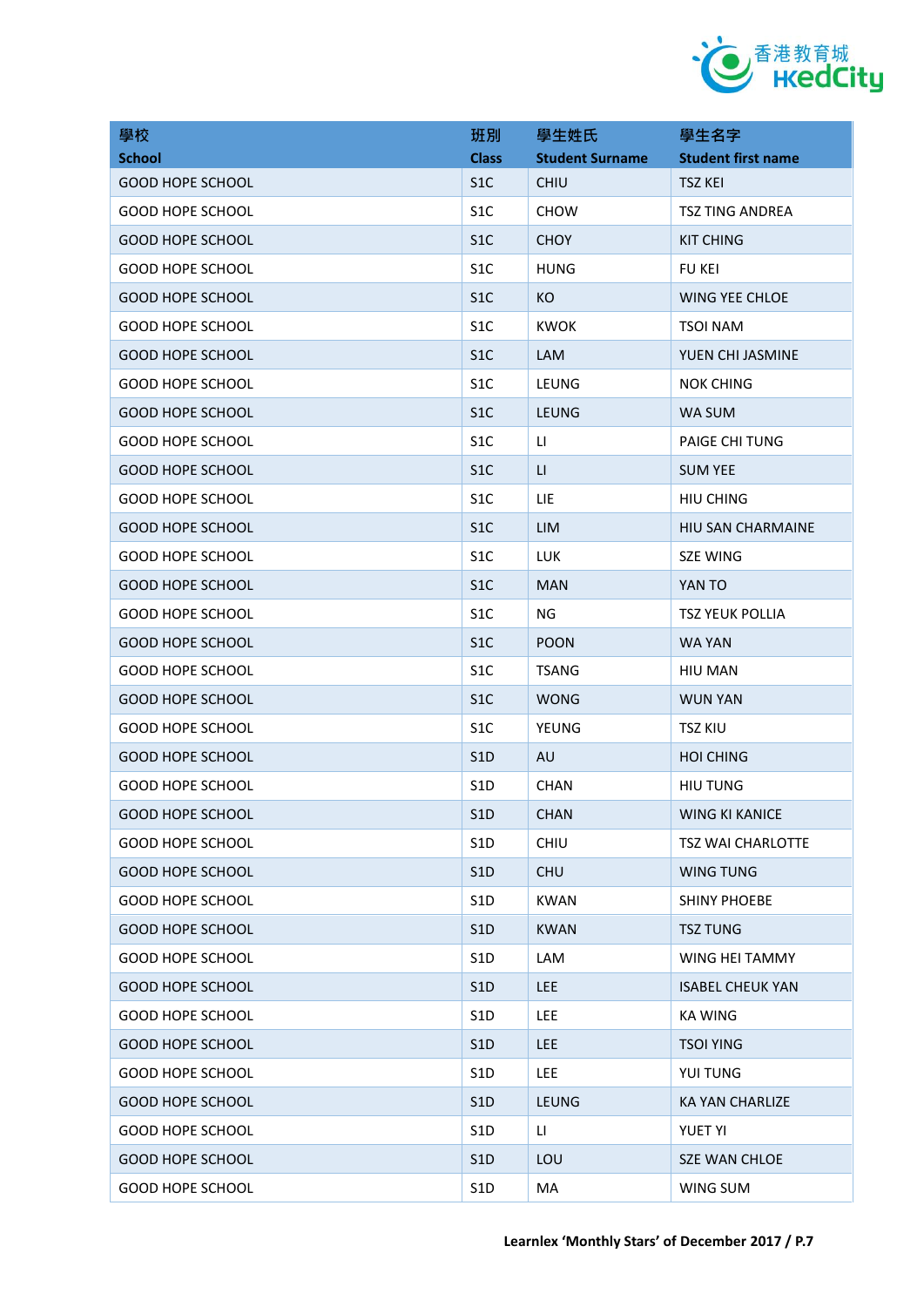| 學校<br>School | 班別<br>Class | 學生姓氏<br>Student Surname | 學生名字<br>Student first name |
|---|---|---|---|
| GOOD HOPE SCHOOL | S1C | CHIU | TSZ KEI |
| GOOD HOPE SCHOOL | S1C | CHOW | TSZ TING ANDREA |
| GOOD HOPE SCHOOL | S1C | CHOY | KIT CHING |
| GOOD HOPE SCHOOL | S1C | HUNG | FU KEI |
| GOOD HOPE SCHOOL | S1C | KO | WING YEE CHLOE |
| GOOD HOPE SCHOOL | S1C | KWOK | TSOI NAM |
| GOOD HOPE SCHOOL | S1C | LAM | YUEN CHI JASMINE |
| GOOD HOPE SCHOOL | S1C | LEUNG | NOK CHING |
| GOOD HOPE SCHOOL | S1C | LEUNG | WA SUM |
| GOOD HOPE SCHOOL | S1C | LI | PAIGE CHI TUNG |
| GOOD HOPE SCHOOL | S1C | LI | SUM YEE |
| GOOD HOPE SCHOOL | S1C | LIE | HIU CHING |
| GOOD HOPE SCHOOL | S1C | LIM | HIU SAN CHARMAINE |
| GOOD HOPE SCHOOL | S1C | LUK | SZE WING |
| GOOD HOPE SCHOOL | S1C | MAN | YAN TO |
| GOOD HOPE SCHOOL | S1C | NG | TSZ YEUK POLLIA |
| GOOD HOPE SCHOOL | S1C | POON | WA YAN |
| GOOD HOPE SCHOOL | S1C | TSANG | HIU MAN |
| GOOD HOPE SCHOOL | S1C | WONG | WUN YAN |
| GOOD HOPE SCHOOL | S1C | YEUNG | TSZ KIU |
| GOOD HOPE SCHOOL | S1D | AU | HOI CHING |
| GOOD HOPE SCHOOL | S1D | CHAN | HIU TUNG |
| GOOD HOPE SCHOOL | S1D | CHAN | WING KI KANICE |
| GOOD HOPE SCHOOL | S1D | CHIU | TSZ WAI CHARLOTTE |
| GOOD HOPE SCHOOL | S1D | CHU | WING TUNG |
| GOOD HOPE SCHOOL | S1D | KWAN | SHINY PHOEBE |
| GOOD HOPE SCHOOL | S1D | KWAN | TSZ TUNG |
| GOOD HOPE SCHOOL | S1D | LAM | WING HEI TAMMY |
| GOOD HOPE SCHOOL | S1D | LEE | ISABEL CHEUK YAN |
| GOOD HOPE SCHOOL | S1D | LEE | KA WING |
| GOOD HOPE SCHOOL | S1D | LEE | TSOI YING |
| GOOD HOPE SCHOOL | S1D | LEE | YUI TUNG |
| GOOD HOPE SCHOOL | S1D | LEUNG | KA YAN CHARLIZE |
| GOOD HOPE SCHOOL | S1D | LI | YUET YI |
| GOOD HOPE SCHOOL | S1D | LOU | SZE WAN CHLOE |
| GOOD HOPE SCHOOL | S1D | MA | WING SUM |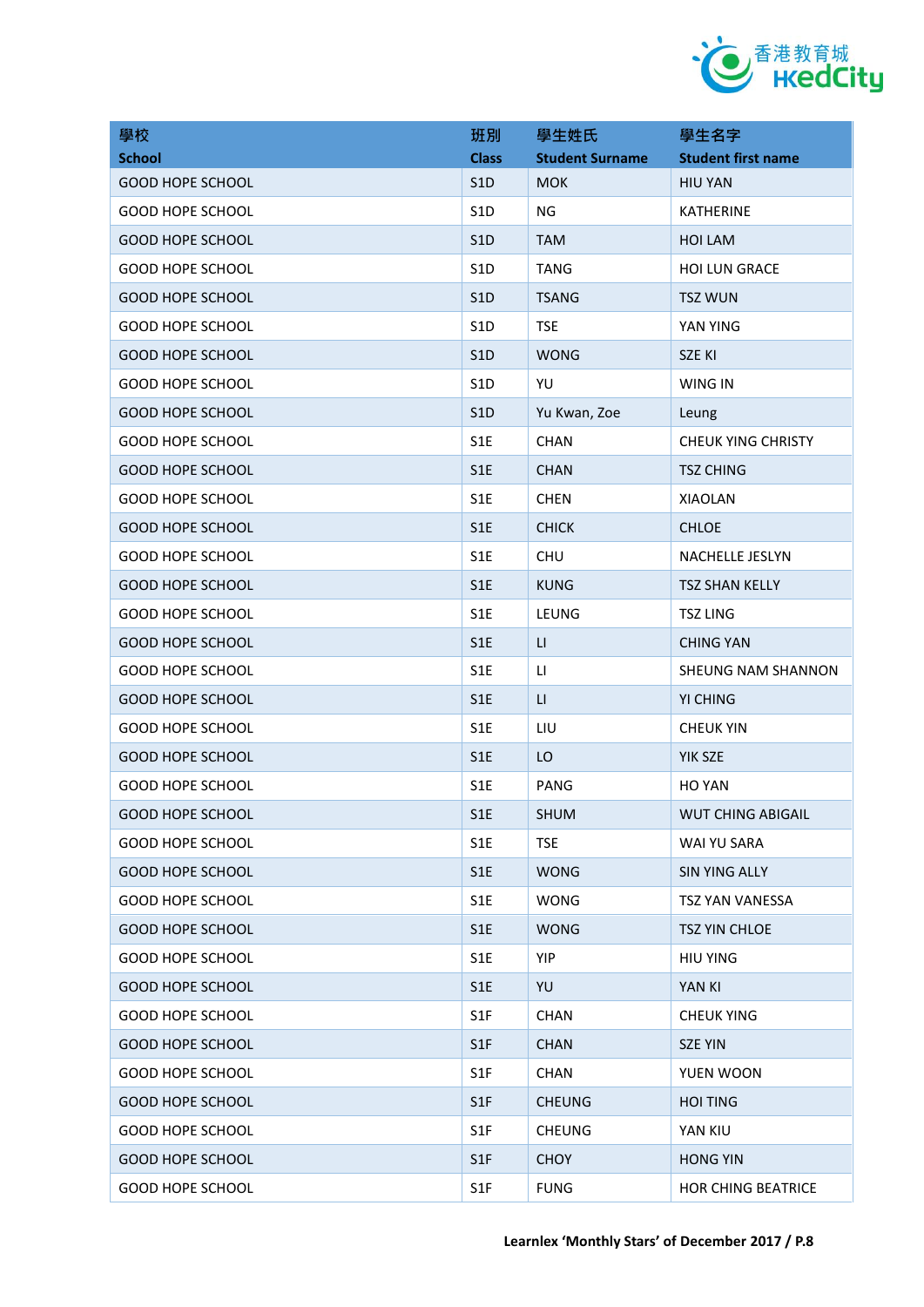| 學校<br>School | 班別<br>Class | 學生姓氏<br>Student Surname | 學生名字<br>Student first name |
|---|---|---|---|
| GOOD HOPE SCHOOL | S1D | MOK | HIU YAN |
| GOOD HOPE SCHOOL | S1D | NG | KATHERINE |
| GOOD HOPE SCHOOL | S1D | TAM | HOI LAM |
| GOOD HOPE SCHOOL | S1D | TANG | HOI LUN GRACE |
| GOOD HOPE SCHOOL | S1D | TSANG | TSZ WUN |
| GOOD HOPE SCHOOL | S1D | TSE | YAN YING |
| GOOD HOPE SCHOOL | S1D | WONG | SZE KI |
| GOOD HOPE SCHOOL | S1D | YU | WING IN |
| GOOD HOPE SCHOOL | S1D | Yu Kwan, Zoe | Leung |
| GOOD HOPE SCHOOL | S1E | CHAN | CHEUK YING CHRISTY |
| GOOD HOPE SCHOOL | S1E | CHAN | TSZ CHING |
| GOOD HOPE SCHOOL | S1E | CHEN | XIAOLAN |
| GOOD HOPE SCHOOL | S1E | CHICK | CHLOE |
| GOOD HOPE SCHOOL | S1E | CHU | NACHELLE JESLYN |
| GOOD HOPE SCHOOL | S1E | KUNG | TSZ SHAN KELLY |
| GOOD HOPE SCHOOL | S1E | LEUNG | TSZ LING |
| GOOD HOPE SCHOOL | S1E | LI | CHING YAN |
| GOOD HOPE SCHOOL | S1E | LI | SHEUNG NAM SHANNON |
| GOOD HOPE SCHOOL | S1E | LI | YI CHING |
| GOOD HOPE SCHOOL | S1E | LIU | CHEUK YIN |
| GOOD HOPE SCHOOL | S1E | LO | YIK SZE |
| GOOD HOPE SCHOOL | S1E | PANG | HO YAN |
| GOOD HOPE SCHOOL | S1E | SHUM | WUT CHING ABIGAIL |
| GOOD HOPE SCHOOL | S1E | TSE | WAI YU SARA |
| GOOD HOPE SCHOOL | S1E | WONG | SIN YING ALLY |
| GOOD HOPE SCHOOL | S1E | WONG | TSZ YAN VANESSA |
| GOOD HOPE SCHOOL | S1E | WONG | TSZ YIN CHLOE |
| GOOD HOPE SCHOOL | S1E | YIP | HIU YING |
| GOOD HOPE SCHOOL | S1E | YU | YAN KI |
| GOOD HOPE SCHOOL | S1F | CHAN | CHEUK YING |
| GOOD HOPE SCHOOL | S1F | CHAN | SZE YIN |
| GOOD HOPE SCHOOL | S1F | CHAN | YUEN WOON |
| GOOD HOPE SCHOOL | S1F | CHEUNG | HOI TING |
| GOOD HOPE SCHOOL | S1F | CHEUNG | YAN KIU |
| GOOD HOPE SCHOOL | S1F | CHOY | HONG YIN |
| GOOD HOPE SCHOOL | S1F | FUNG | HOR CHING BEATRICE |

Learnlex 'Monthly Stars' of December 2017 / P.8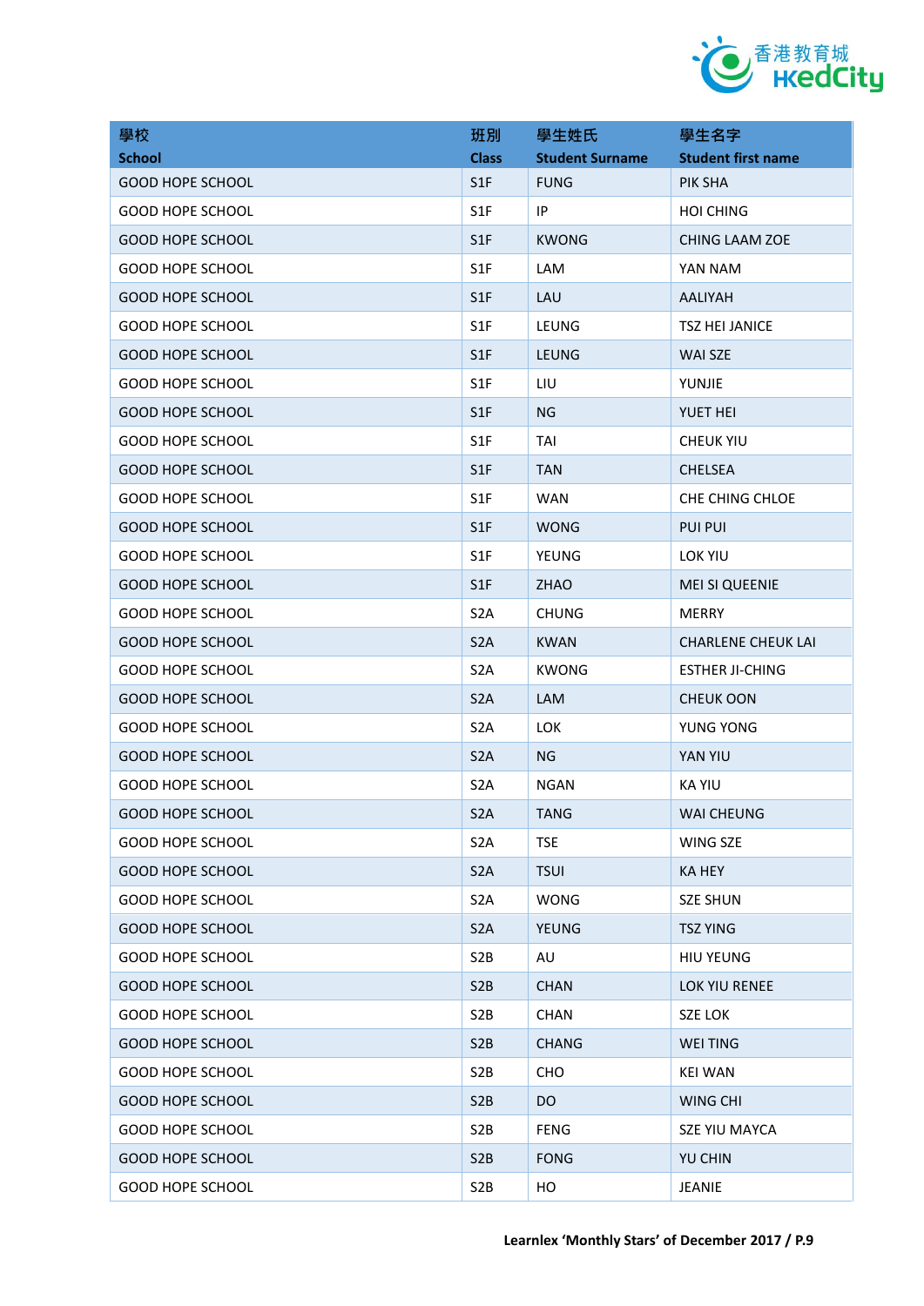| 學校 School | 班別 Class | 學生姓氏 Student Surname | 學生名字 Student first name |
|---|---|---|---|
| GOOD HOPE SCHOOL | S1F | FUNG | PIK SHA |
| GOOD HOPE SCHOOL | S1F | IP | HOI CHING |
| GOOD HOPE SCHOOL | S1F | KWONG | CHING LAAM ZOE |
| GOOD HOPE SCHOOL | S1F | LAM | YAN NAM |
| GOOD HOPE SCHOOL | S1F | LAU | AALIYAH |
| GOOD HOPE SCHOOL | S1F | LEUNG | TSZ HEI JANICE |
| GOOD HOPE SCHOOL | S1F | LEUNG | WAI SZE |
| GOOD HOPE SCHOOL | S1F | LIU | YUNJIE |
| GOOD HOPE SCHOOL | S1F | NG | YUET HEI |
| GOOD HOPE SCHOOL | S1F | TAI | CHEUK YIU |
| GOOD HOPE SCHOOL | S1F | TAN | CHELSEA |
| GOOD HOPE SCHOOL | S1F | WAN | CHE CHING CHLOE |
| GOOD HOPE SCHOOL | S1F | WONG | PUI PUI |
| GOOD HOPE SCHOOL | S1F | YEUNG | LOK YIU |
| GOOD HOPE SCHOOL | S1F | ZHAO | MEI SI QUEENIE |
| GOOD HOPE SCHOOL | S2A | CHUNG | MERRY |
| GOOD HOPE SCHOOL | S2A | KWAN | CHARLENE CHEUK LAI |
| GOOD HOPE SCHOOL | S2A | KWONG | ESTHER JI-CHING |
| GOOD HOPE SCHOOL | S2A | LAM | CHEUK OON |
| GOOD HOPE SCHOOL | S2A | LOK | YUNG YONG |
| GOOD HOPE SCHOOL | S2A | NG | YAN YIU |
| GOOD HOPE SCHOOL | S2A | NGAN | KA YIU |
| GOOD HOPE SCHOOL | S2A | TANG | WAI CHEUNG |
| GOOD HOPE SCHOOL | S2A | TSE | WING SZE |
| GOOD HOPE SCHOOL | S2A | TSUI | KA HEY |
| GOOD HOPE SCHOOL | S2A | WONG | SZE SHUN |
| GOOD HOPE SCHOOL | S2A | YEUNG | TSZ YING |
| GOOD HOPE SCHOOL | S2B | AU | HIU YEUNG |
| GOOD HOPE SCHOOL | S2B | CHAN | LOK YIU RENEE |
| GOOD HOPE SCHOOL | S2B | CHAN | SZE LOK |
| GOOD HOPE SCHOOL | S2B | CHANG | WEI TING |
| GOOD HOPE SCHOOL | S2B | CHO | KEI WAN |
| GOOD HOPE SCHOOL | S2B | DO | WING CHI |
| GOOD HOPE SCHOOL | S2B | FENG | SZE YIU MAYCA |
| GOOD HOPE SCHOOL | S2B | FONG | YU CHIN |
| GOOD HOPE SCHOOL | S2B | HO | JEANIE |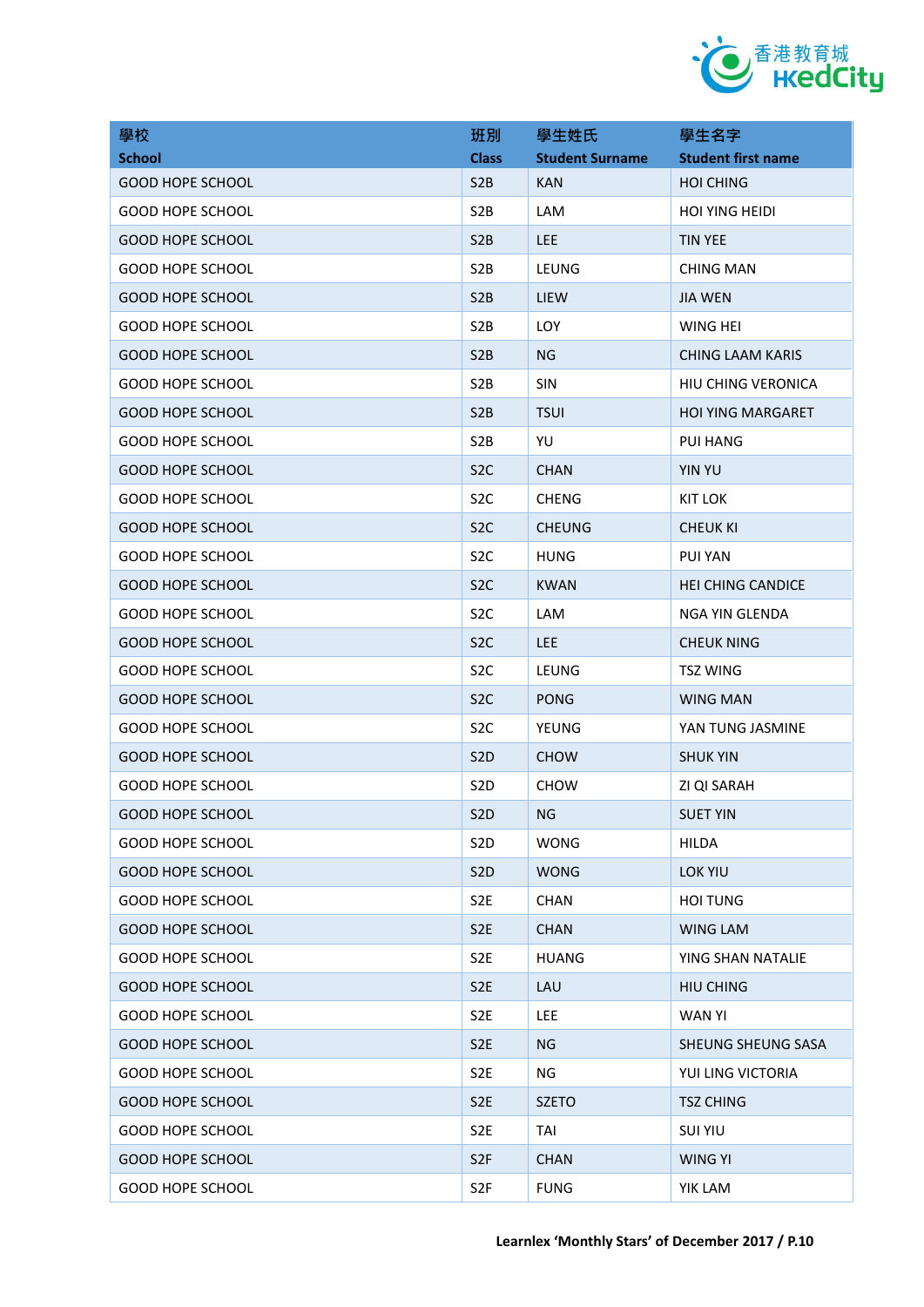| 學校<br>School | 班別<br>Class | 學生姓氏<br>Student Surname | 學生名字<br>Student first name |
|---|---|---|---|
| GOOD HOPE SCHOOL | S2B | KAN | HOI CHING |
| GOOD HOPE SCHOOL | S2B | LAM | HOI YING HEIDI |
| GOOD HOPE SCHOOL | S2B | LEE | TIN YEE |
| GOOD HOPE SCHOOL | S2B | LEUNG | CHING MAN |
| GOOD HOPE SCHOOL | S2B | LIEW | JIA WEN |
| GOOD HOPE SCHOOL | S2B | LOY | WING HEI |
| GOOD HOPE SCHOOL | S2B | NG | CHING LAAM KARIS |
| GOOD HOPE SCHOOL | S2B | SIN | HIU CHING VERONICA |
| GOOD HOPE SCHOOL | S2B | TSUI | HOI YING MARGARET |
| GOOD HOPE SCHOOL | S2B | YU | PUI HANG |
| GOOD HOPE SCHOOL | S2C | CHAN | YIN YU |
| GOOD HOPE SCHOOL | S2C | CHENG | KIT LOK |
| GOOD HOPE SCHOOL | S2C | CHEUNG | CHEUK KI |
| GOOD HOPE SCHOOL | S2C | HUNG | PUI YAN |
| GOOD HOPE SCHOOL | S2C | KWAN | HEI CHING CANDICE |
| GOOD HOPE SCHOOL | S2C | LAM | NGA YIN GLENDA |
| GOOD HOPE SCHOOL | S2C | LEE | CHEUK NING |
| GOOD HOPE SCHOOL | S2C | LEUNG | TSZ WING |
| GOOD HOPE SCHOOL | S2C | PONG | WING MAN |
| GOOD HOPE SCHOOL | S2C | YEUNG | YAN TUNG JASMINE |
| GOOD HOPE SCHOOL | S2D | CHOW | SHUK YIN |
| GOOD HOPE SCHOOL | S2D | CHOW | ZI QI SARAH |
| GOOD HOPE SCHOOL | S2D | NG | SUET YIN |
| GOOD HOPE SCHOOL | S2D | WONG | HILDA |
| GOOD HOPE SCHOOL | S2D | WONG | LOK YIU |
| GOOD HOPE SCHOOL | S2E | CHAN | HOI TUNG |
| GOOD HOPE SCHOOL | S2E | CHAN | WING LAM |
| GOOD HOPE SCHOOL | S2E | HUANG | YING SHAN NATALIE |
| GOOD HOPE SCHOOL | S2E | LAU | HIU CHING |
| GOOD HOPE SCHOOL | S2E | LEE | WAN YI |
| GOOD HOPE SCHOOL | S2E | NG | SHEUNG SHEUNG SASA |
| GOOD HOPE SCHOOL | S2E | NG | YUI LING VICTORIA |
| GOOD HOPE SCHOOL | S2E | SZETO | TSZ CHING |
| GOOD HOPE SCHOOL | S2E | TAI | SUI YIU |
| GOOD HOPE SCHOOL | S2F | CHAN | WING YI |
| GOOD HOPE SCHOOL | S2F | FUNG | YIK LAM |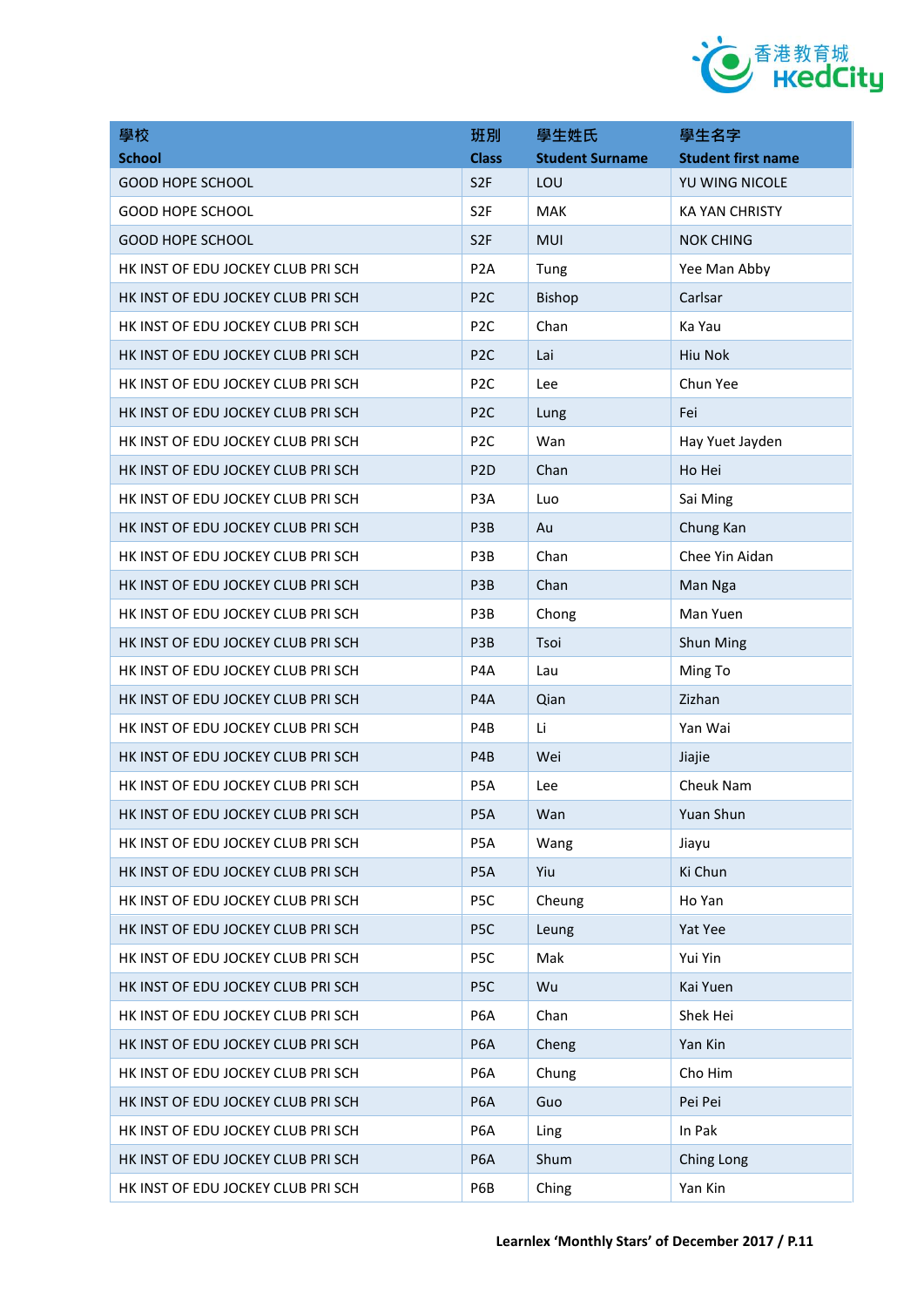| 學校<br>School | 班別<br>Class | 學生姓氏<br>Student Surname | 學生名字<br>Student first name |
|---|---|---|---|
| GOOD HOPE SCHOOL | S2F | LOU | YU WING NICOLE |
| GOOD HOPE SCHOOL | S2F | MAK | KA YAN CHRISTY |
| GOOD HOPE SCHOOL | S2F | MUI | NOK CHING |
| HK INST OF EDU JOCKEY CLUB PRI SCH | P2A | Tung | Yee Man Abby |
| HK INST OF EDU JOCKEY CLUB PRI SCH | P2C | Bishop | Carlsar |
| HK INST OF EDU JOCKEY CLUB PRI SCH | P2C | Chan | Ka Yau |
| HK INST OF EDU JOCKEY CLUB PRI SCH | P2C | Lai | Hiu Nok |
| HK INST OF EDU JOCKEY CLUB PRI SCH | P2C | Lee | Chun Yee |
| HK INST OF EDU JOCKEY CLUB PRI SCH | P2C | Lung | Fei |
| HK INST OF EDU JOCKEY CLUB PRI SCH | P2C | Wan | Hay Yuet Jayden |
| HK INST OF EDU JOCKEY CLUB PRI SCH | P2D | Chan | Ho Hei |
| HK INST OF EDU JOCKEY CLUB PRI SCH | P3A | Luo | Sai Ming |
| HK INST OF EDU JOCKEY CLUB PRI SCH | P3B | Au | Chung Kan |
| HK INST OF EDU JOCKEY CLUB PRI SCH | P3B | Chan | Chee Yin Aidan |
| HK INST OF EDU JOCKEY CLUB PRI SCH | P3B | Chan | Man Nga |
| HK INST OF EDU JOCKEY CLUB PRI SCH | P3B | Chong | Man Yuen |
| HK INST OF EDU JOCKEY CLUB PRI SCH | P3B | Tsoi | Shun Ming |
| HK INST OF EDU JOCKEY CLUB PRI SCH | P4A | Lau | Ming To |
| HK INST OF EDU JOCKEY CLUB PRI SCH | P4A | Qian | Zizhan |
| HK INST OF EDU JOCKEY CLUB PRI SCH | P4B | Li | Yan Wai |
| HK INST OF EDU JOCKEY CLUB PRI SCH | P4B | Wei | Jiajie |
| HK INST OF EDU JOCKEY CLUB PRI SCH | P5A | Lee | Cheuk Nam |
| HK INST OF EDU JOCKEY CLUB PRI SCH | P5A | Wan | Yuan Shun |
| HK INST OF EDU JOCKEY CLUB PRI SCH | P5A | Wang | Jiayu |
| HK INST OF EDU JOCKEY CLUB PRI SCH | P5A | Yiu | Ki Chun |
| HK INST OF EDU JOCKEY CLUB PRI SCH | P5C | Cheung | Ho Yan |
| HK INST OF EDU JOCKEY CLUB PRI SCH | P5C | Leung | Yat Yee |
| HK INST OF EDU JOCKEY CLUB PRI SCH | P5C | Mak | Yui Yin |
| HK INST OF EDU JOCKEY CLUB PRI SCH | P5C | Wu | Kai Yuen |
| HK INST OF EDU JOCKEY CLUB PRI SCH | P6A | Chan | Shek Hei |
| HK INST OF EDU JOCKEY CLUB PRI SCH | P6A | Cheng | Yan Kin |
| HK INST OF EDU JOCKEY CLUB PRI SCH | P6A | Chung | Cho Him |
| HK INST OF EDU JOCKEY CLUB PRI SCH | P6A | Guo | Pei Pei |
| HK INST OF EDU JOCKEY CLUB PRI SCH | P6A | Ling | In Pak |
| HK INST OF EDU JOCKEY CLUB PRI SCH | P6A | Shum | Ching Long |
| HK INST OF EDU JOCKEY CLUB PRI SCH | P6B | Ching | Yan Kin |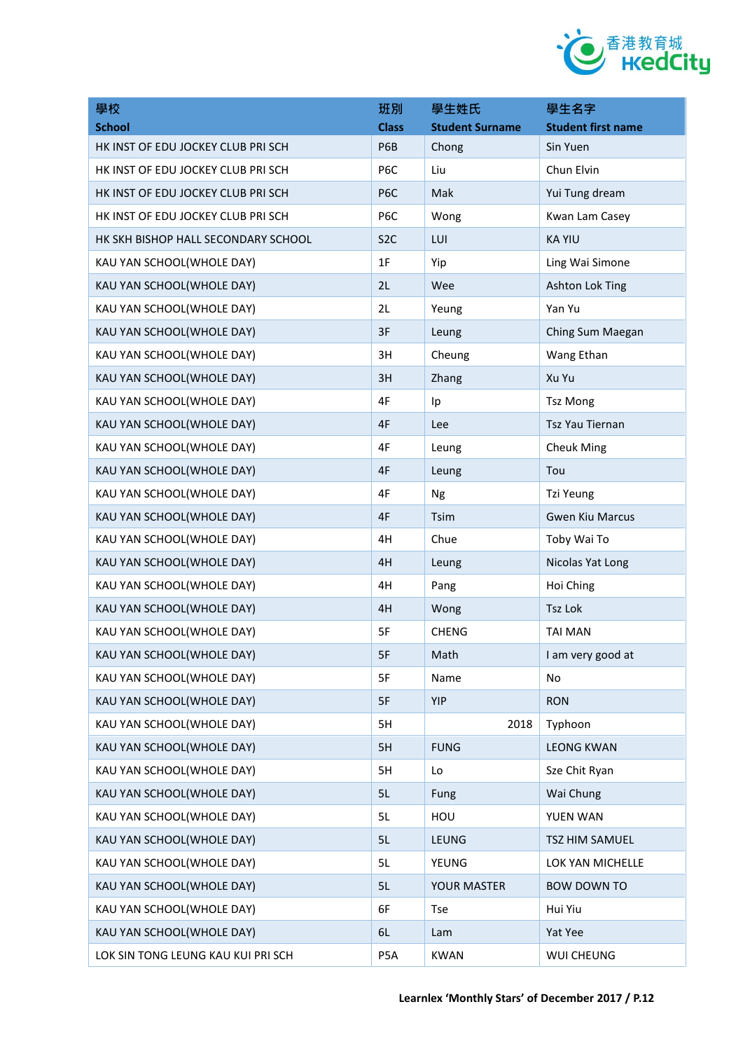| 學校<br>School | 班別<br>Class | 學生姓氏<br>Student Surname | 學生名字<br>Student first name |
|---|---|---|---|
| HK INST OF EDU JOCKEY CLUB PRI SCH | P6B | Chong | Sin Yuen |
| HK INST OF EDU JOCKEY CLUB PRI SCH | P6C | Liu | Chun Elvin |
| HK INST OF EDU JOCKEY CLUB PRI SCH | P6C | Mak | Yui Tung dream |
| HK INST OF EDU JOCKEY CLUB PRI SCH | P6C | Wong | Kwan Lam Casey |
| HK SKH BISHOP HALL SECONDARY SCHOOL | S2C | LUI | KA YIU |
| KAU YAN SCHOOL(WHOLE DAY) | 1F | Yip | Ling Wai Simone |
| KAU YAN SCHOOL(WHOLE DAY) | 2L | Wee | Ashton Lok Ting |
| KAU YAN SCHOOL(WHOLE DAY) | 2L | Yeung | Yan Yu |
| KAU YAN SCHOOL(WHOLE DAY) | 3F | Leung | Ching Sum Maegan |
| KAU YAN SCHOOL(WHOLE DAY) | 3H | Cheung | Wang Ethan |
| KAU YAN SCHOOL(WHOLE DAY) | 3H | Zhang | Xu Yu |
| KAU YAN SCHOOL(WHOLE DAY) | 4F | Ip | Tsz Mong |
| KAU YAN SCHOOL(WHOLE DAY) | 4F | Lee | Tsz Yau Tiernan |
| KAU YAN SCHOOL(WHOLE DAY) | 4F | Leung | Cheuk Ming |
| KAU YAN SCHOOL(WHOLE DAY) | 4F | Leung | Tou |
| KAU YAN SCHOOL(WHOLE DAY) | 4F | Ng | Tzi Yeung |
| KAU YAN SCHOOL(WHOLE DAY) | 4F | Tsim | Gwen Kiu Marcus |
| KAU YAN SCHOOL(WHOLE DAY) | 4H | Chue | Toby Wai To |
| KAU YAN SCHOOL(WHOLE DAY) | 4H | Leung | Nicolas Yat Long |
| KAU YAN SCHOOL(WHOLE DAY) | 4H | Pang | Hoi Ching |
| KAU YAN SCHOOL(WHOLE DAY) | 4H | Wong | Tsz Lok |
| KAU YAN SCHOOL(WHOLE DAY) | 5F | CHENG | TAI MAN |
| KAU YAN SCHOOL(WHOLE DAY) | 5F | Math | I am very good at |
| KAU YAN SCHOOL(WHOLE DAY) | 5F | Name | No |
| KAU YAN SCHOOL(WHOLE DAY) | 5F | YIP | RON |
| KAU YAN SCHOOL(WHOLE DAY) | 5H | 2018 | Typhoon |
| KAU YAN SCHOOL(WHOLE DAY) | 5H | FUNG | LEONG KWAN |
| KAU YAN SCHOOL(WHOLE DAY) | 5H | Lo | Sze Chit Ryan |
| KAU YAN SCHOOL(WHOLE DAY) | 5L | Fung | Wai Chung |
| KAU YAN SCHOOL(WHOLE DAY) | 5L | HOU | YUEN WAN |
| KAU YAN SCHOOL(WHOLE DAY) | 5L | LEUNG | TSZ HIM SAMUEL |
| KAU YAN SCHOOL(WHOLE DAY) | 5L | YEUNG | LOK YAN MICHELLE |
| KAU YAN SCHOOL(WHOLE DAY) | 5L | YOUR MASTER | BOW DOWN TO |
| KAU YAN SCHOOL(WHOLE DAY) | 6F | Tse | Hui Yiu |
| KAU YAN SCHOOL(WHOLE DAY) | 6L | Lam | Yat Yee |
| LOK SIN TONG LEUNG KAU KUI PRI SCH | P5A | KWAN | WUI CHEUNG |

**Learnlex 'Monthly Stars' of December 2017 / P.12**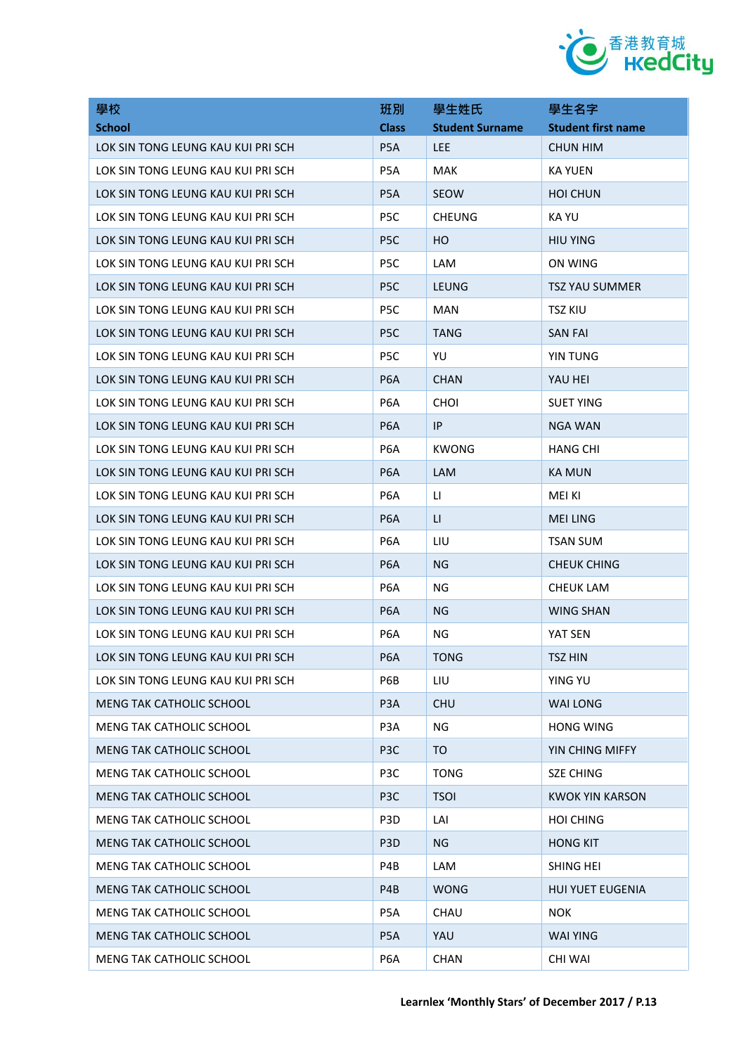| 學校<br>School | 班別<br>Class | 學生姓氏<br>Student Surname | 學生名字<br>Student first name |
|---|---|---|---|
| LOK SIN TONG LEUNG KAU KUI PRI SCH | P5A | LEE | CHUN HIM |
| LOK SIN TONG LEUNG KAU KUI PRI SCH | P5A | MAK | KA YUEN |
| LOK SIN TONG LEUNG KAU KUI PRI SCH | P5A | SEOW | HOI CHUN |
| LOK SIN TONG LEUNG KAU KUI PRI SCH | P5C | CHEUNG | KA YU |
| LOK SIN TONG LEUNG KAU KUI PRI SCH | P5C | HO | HIU YING |
| LOK SIN TONG LEUNG KAU KUI PRI SCH | P5C | LAM | ON WING |
| LOK SIN TONG LEUNG KAU KUI PRI SCH | P5C | LEUNG | TSZ YAU SUMMER |
| LOK SIN TONG LEUNG KAU KUI PRI SCH | P5C | MAN | TSZ KIU |
| LOK SIN TONG LEUNG KAU KUI PRI SCH | P5C | TANG | SAN FAI |
| LOK SIN TONG LEUNG KAU KUI PRI SCH | P5C | YU | YIN TUNG |
| LOK SIN TONG LEUNG KAU KUI PRI SCH | P6A | CHAN | YAU HEI |
| LOK SIN TONG LEUNG KAU KUI PRI SCH | P6A | CHOI | SUET YING |
| LOK SIN TONG LEUNG KAU KUI PRI SCH | P6A | IP | NGA WAN |
| LOK SIN TONG LEUNG KAU KUI PRI SCH | P6A | KWONG | HANG CHI |
| LOK SIN TONG LEUNG KAU KUI PRI SCH | P6A | LAM | KA MUN |
| LOK SIN TONG LEUNG KAU KUI PRI SCH | P6A | LI | MEI KI |
| LOK SIN TONG LEUNG KAU KUI PRI SCH | P6A | LI | MEI LING |
| LOK SIN TONG LEUNG KAU KUI PRI SCH | P6A | LIU | TSAN SUM |
| LOK SIN TONG LEUNG KAU KUI PRI SCH | P6A | NG | CHEUK CHING |
| LOK SIN TONG LEUNG KAU KUI PRI SCH | P6A | NG | CHEUK LAM |
| LOK SIN TONG LEUNG KAU KUI PRI SCH | P6A | NG | WING SHAN |
| LOK SIN TONG LEUNG KAU KUI PRI SCH | P6A | NG | YAT SEN |
| LOK SIN TONG LEUNG KAU KUI PRI SCH | P6A | TONG | TSZ HIN |
| LOK SIN TONG LEUNG KAU KUI PRI SCH | P6B | LIU | YING YU |
| MENG TAK CATHOLIC SCHOOL | P3A | CHU | WAI LONG |
| MENG TAK CATHOLIC SCHOOL | P3A | NG | HONG WING |
| MENG TAK CATHOLIC SCHOOL | P3C | TO | YIN CHING MIFFY |
| MENG TAK CATHOLIC SCHOOL | P3C | TONG | SZE CHING |
| MENG TAK CATHOLIC SCHOOL | P3C | TSOI | KWOK YIN KARSON |
| MENG TAK CATHOLIC SCHOOL | P3D | LAI | HOI CHING |
| MENG TAK CATHOLIC SCHOOL | P3D | NG | HONG KIT |
| MENG TAK CATHOLIC SCHOOL | P4B | LAM | SHING HEI |
| MENG TAK CATHOLIC SCHOOL | P4B | WONG | HUI YUET EUGENIA |
| MENG TAK CATHOLIC SCHOOL | P5A | CHAU | NOK |
| MENG TAK CATHOLIC SCHOOL | P5A | YAU | WAI YING |
| MENG TAK CATHOLIC SCHOOL | P6A | CHAN | CHI WAI |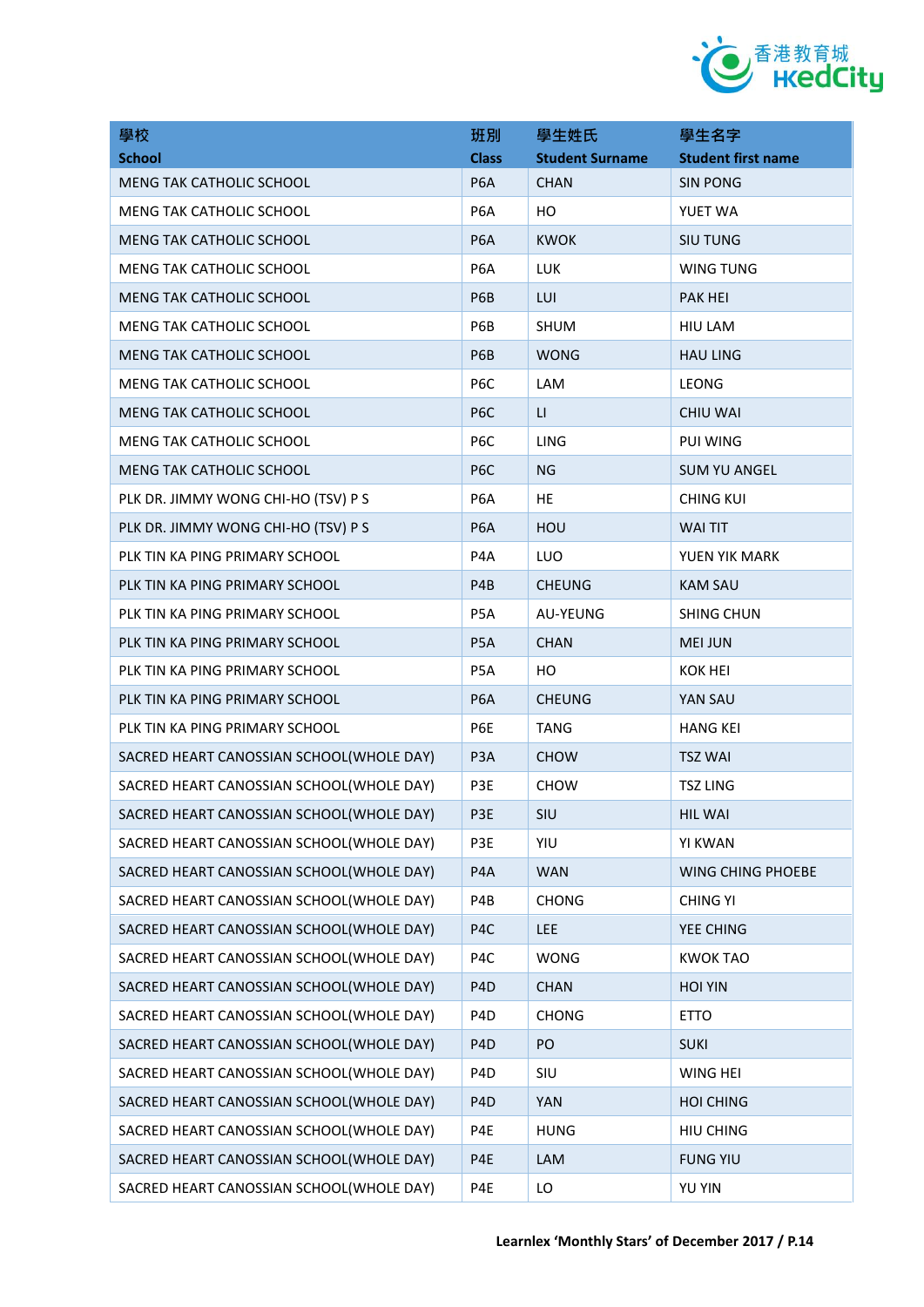| 學校<br>School | 班別<br>Class | 學生姓氏<br>Student Surname | 學生名字<br>Student first name |
|---|---|---|---|
| MENG TAK CATHOLIC SCHOOL | P6A | CHAN | SIN PONG |
| MENG TAK CATHOLIC SCHOOL | P6A | HO | YUET WA |
| MENG TAK CATHOLIC SCHOOL | P6A | KWOK | SIU TUNG |
| MENG TAK CATHOLIC SCHOOL | P6A | LUK | WING TUNG |
| MENG TAK CATHOLIC SCHOOL | P6B | LUI | PAK HEI |
| MENG TAK CATHOLIC SCHOOL | P6B | SHUM | HIU LAM |
| MENG TAK CATHOLIC SCHOOL | P6B | WONG | HAU LING |
| MENG TAK CATHOLIC SCHOOL | P6C | LAM | LEONG |
| MENG TAK CATHOLIC SCHOOL | P6C | LI | CHIU WAI |
| MENG TAK CATHOLIC SCHOOL | P6C | LING | PUI WING |
| MENG TAK CATHOLIC SCHOOL | P6C | NG | SUM YU ANGEL |
| PLK DR. JIMMY WONG CHI-HO (TSV) P S | P6A | HE | CHING KUI |
| PLK DR. JIMMY WONG CHI-HO (TSV) P S | P6A | HOU | WAI TIT |
| PLK TIN KA PING PRIMARY SCHOOL | P4A | LUO | YUEN YIK MARK |
| PLK TIN KA PING PRIMARY SCHOOL | P4B | CHEUNG | KAM SAU |
| PLK TIN KA PING PRIMARY SCHOOL | P5A | AU-YEUNG | SHING CHUN |
| PLK TIN KA PING PRIMARY SCHOOL | P5A | CHAN | MEI JUN |
| PLK TIN KA PING PRIMARY SCHOOL | P5A | HO | KOK HEI |
| PLK TIN KA PING PRIMARY SCHOOL | P6A | CHEUNG | YAN SAU |
| PLK TIN KA PING PRIMARY SCHOOL | P6E | TANG | HANG KEI |
| SACRED HEART CANOSSIAN SCHOOL(WHOLE DAY) | P3A | CHOW | TSZ WAI |
| SACRED HEART CANOSSIAN SCHOOL(WHOLE DAY) | P3E | CHOW | TSZ LING |
| SACRED HEART CANOSSIAN SCHOOL(WHOLE DAY) | P3E | SIU | HIL WAI |
| SACRED HEART CANOSSIAN SCHOOL(WHOLE DAY) | P3E | YIU | YI KWAN |
| SACRED HEART CANOSSIAN SCHOOL(WHOLE DAY) | P4A | WAN | WING CHING PHOEBE |
| SACRED HEART CANOSSIAN SCHOOL(WHOLE DAY) | P4B | CHONG | CHING YI |
| SACRED HEART CANOSSIAN SCHOOL(WHOLE DAY) | P4C | LEE | YEE CHING |
| SACRED HEART CANOSSIAN SCHOOL(WHOLE DAY) | P4C | WONG | KWOK TAO |
| SACRED HEART CANOSSIAN SCHOOL(WHOLE DAY) | P4D | CHAN | HOI YIN |
| SACRED HEART CANOSSIAN SCHOOL(WHOLE DAY) | P4D | CHONG | ETTO |
| SACRED HEART CANOSSIAN SCHOOL(WHOLE DAY) | P4D | PO | SUKI |
| SACRED HEART CANOSSIAN SCHOOL(WHOLE DAY) | P4D | SIU | WING HEI |
| SACRED HEART CANOSSIAN SCHOOL(WHOLE DAY) | P4D | YAN | HOI CHING |
| SACRED HEART CANOSSIAN SCHOOL(WHOLE DAY) | P4E | HUNG | HIU CHING |
| SACRED HEART CANOSSIAN SCHOOL(WHOLE DAY) | P4E | LAM | FUNG YIU |
| SACRED HEART CANOSSIAN SCHOOL(WHOLE DAY) | P4E | LO | YU YIN |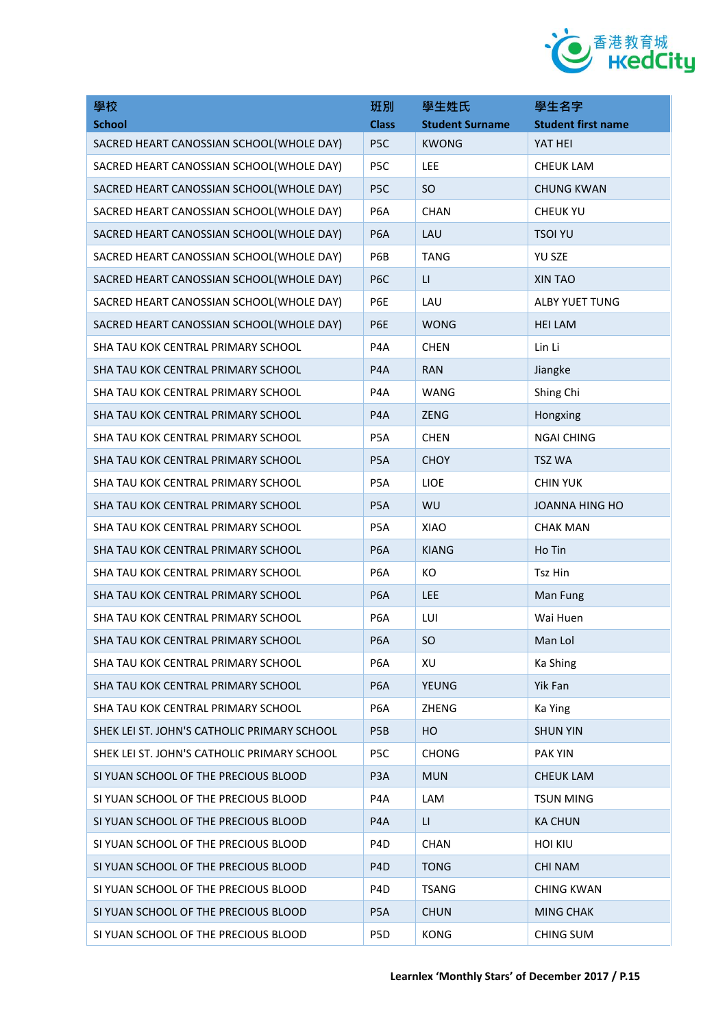| 學校<br>School | 班別<br>Class | 學生姓氏<br>Student Surname | 學生名字<br>Student first name |
|---|---|---|---|
| SACRED HEART CANOSSIAN SCHOOL(WHOLE DAY) | P5C | KWONG | YAT HEI |
| SACRED HEART CANOSSIAN SCHOOL(WHOLE DAY) | P5C | LEE | CHEUK LAM |
| SACRED HEART CANOSSIAN SCHOOL(WHOLE DAY) | P5C | SO | CHUNG KWAN |
| SACRED HEART CANOSSIAN SCHOOL(WHOLE DAY) | P6A | CHAN | CHEUK YU |
| SACRED HEART CANOSSIAN SCHOOL(WHOLE DAY) | P6A | LAU | TSOI YU |
| SACRED HEART CANOSSIAN SCHOOL(WHOLE DAY) | P6B | TANG | YU SZE |
| SACRED HEART CANOSSIAN SCHOOL(WHOLE DAY) | P6C | LI | XIN TAO |
| SACRED HEART CANOSSIAN SCHOOL(WHOLE DAY) | P6E | LAU | ALBY YUET TUNG |
| SACRED HEART CANOSSIAN SCHOOL(WHOLE DAY) | P6E | WONG | HEI LAM |
| SHA TAU KOK CENTRAL PRIMARY SCHOOL | P4A | CHEN | Lin Li |
| SHA TAU KOK CENTRAL PRIMARY SCHOOL | P4A | RAN | Jiangke |
| SHA TAU KOK CENTRAL PRIMARY SCHOOL | P4A | WANG | Shing Chi |
| SHA TAU KOK CENTRAL PRIMARY SCHOOL | P4A | ZENG | Hongxing |
| SHA TAU KOK CENTRAL PRIMARY SCHOOL | P5A | CHEN | NGAI CHING |
| SHA TAU KOK CENTRAL PRIMARY SCHOOL | P5A | CHOY | TSZ WA |
| SHA TAU KOK CENTRAL PRIMARY SCHOOL | P5A | LIOE | CHIN YUK |
| SHA TAU KOK CENTRAL PRIMARY SCHOOL | P5A | WU | JOANNA HING HO |
| SHA TAU KOK CENTRAL PRIMARY SCHOOL | P5A | XIAO | CHAK MAN |
| SHA TAU KOK CENTRAL PRIMARY SCHOOL | P6A | KIANG | Ho Tin |
| SHA TAU KOK CENTRAL PRIMARY SCHOOL | P6A | KO | Tsz Hin |
| SHA TAU KOK CENTRAL PRIMARY SCHOOL | P6A | LEE | Man Fung |
| SHA TAU KOK CENTRAL PRIMARY SCHOOL | P6A | LUI | Wai Huen |
| SHA TAU KOK CENTRAL PRIMARY SCHOOL | P6A | SO | Man Lol |
| SHA TAU KOK CENTRAL PRIMARY SCHOOL | P6A | XU | Ka Shing |
| SHA TAU KOK CENTRAL PRIMARY SCHOOL | P6A | YEUNG | Yik Fan |
| SHA TAU KOK CENTRAL PRIMARY SCHOOL | P6A | ZHENG | Ka Ying |
| SHEK LEI ST. JOHN'S CATHOLIC PRIMARY SCHOOL | P5B | HO | SHUN YIN |
| SHEK LEI ST. JOHN'S CATHOLIC PRIMARY SCHOOL | P5C | CHONG | PAK YIN |
| SI YUAN SCHOOL OF THE PRECIOUS BLOOD | P3A | MUN | CHEUK LAM |
| SI YUAN SCHOOL OF THE PRECIOUS BLOOD | P4A | LAM | TSUN MING |
| SI YUAN SCHOOL OF THE PRECIOUS BLOOD | P4A | LI | KA CHUN |
| SI YUAN SCHOOL OF THE PRECIOUS BLOOD | P4D | CHAN | HOI KIU |
| SI YUAN SCHOOL OF THE PRECIOUS BLOOD | P4D | TONG | CHI NAM |
| SI YUAN SCHOOL OF THE PRECIOUS BLOOD | P4D | TSANG | CHING KWAN |
| SI YUAN SCHOOL OF THE PRECIOUS BLOOD | P5A | CHUN | MING CHAK |
| SI YUAN SCHOOL OF THE PRECIOUS BLOOD | P5D | KONG | CHING SUM |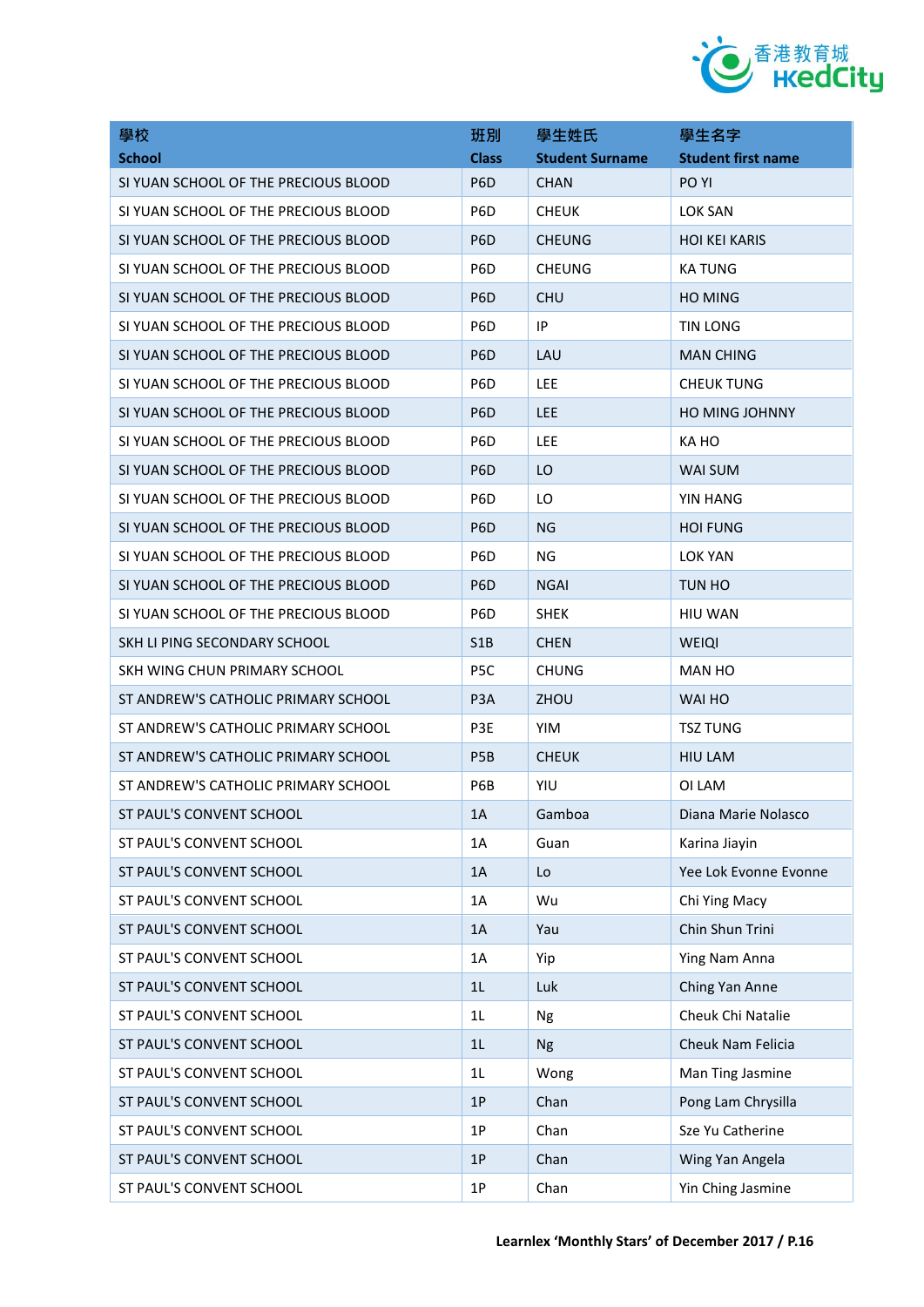| 學校<br>School | 班別<br>Class | 學生姓氏<br>Student Surname | 學生名字<br>Student first name |
|---|---|---|---|
| SI YUAN SCHOOL OF THE PRECIOUS BLOOD | P6D | CHAN | PO YI |
| SI YUAN SCHOOL OF THE PRECIOUS BLOOD | P6D | CHEUK | LOK SAN |
| SI YUAN SCHOOL OF THE PRECIOUS BLOOD | P6D | CHEUNG | HOI KEI KARIS |
| SI YUAN SCHOOL OF THE PRECIOUS BLOOD | P6D | CHEUNG | KA TUNG |
| SI YUAN SCHOOL OF THE PRECIOUS BLOOD | P6D | CHU | HO MING |
| SI YUAN SCHOOL OF THE PRECIOUS BLOOD | P6D | IP | TIN LONG |
| SI YUAN SCHOOL OF THE PRECIOUS BLOOD | P6D | LAU | MAN CHING |
| SI YUAN SCHOOL OF THE PRECIOUS BLOOD | P6D | LEE | CHEUK TUNG |
| SI YUAN SCHOOL OF THE PRECIOUS BLOOD | P6D | LEE | HO MING JOHNNY |
| SI YUAN SCHOOL OF THE PRECIOUS BLOOD | P6D | LEE | KA HO |
| SI YUAN SCHOOL OF THE PRECIOUS BLOOD | P6D | LO | WAI SUM |
| SI YUAN SCHOOL OF THE PRECIOUS BLOOD | P6D | LO | YIN HANG |
| SI YUAN SCHOOL OF THE PRECIOUS BLOOD | P6D | NG | HOI FUNG |
| SI YUAN SCHOOL OF THE PRECIOUS BLOOD | P6D | NG | LOK YAN |
| SI YUAN SCHOOL OF THE PRECIOUS BLOOD | P6D | NGAI | TUN HO |
| SI YUAN SCHOOL OF THE PRECIOUS BLOOD | P6D | SHEK | HIU WAN |
| SKH LI PING SECONDARY SCHOOL | S1B | CHEN | WEIQI |
| SKH WING CHUN PRIMARY SCHOOL | P5C | CHUNG | MAN HO |
| ST ANDREW'S CATHOLIC PRIMARY SCHOOL | P3A | ZHOU | WAI HO |
| ST ANDREW'S CATHOLIC PRIMARY SCHOOL | P3E | YIM | TSZ TUNG |
| ST ANDREW'S CATHOLIC PRIMARY SCHOOL | P5B | CHEUK | HIU LAM |
| ST ANDREW'S CATHOLIC PRIMARY SCHOOL | P6B | YIU | OI LAM |
| ST PAUL'S CONVENT SCHOOL | 1A | Gamboa | Diana Marie Nolasco |
| ST PAUL'S CONVENT SCHOOL | 1A | Guan | Karina Jiayin |
| ST PAUL'S CONVENT SCHOOL | 1A | Lo | Yee Lok Evonne Evonne |
| ST PAUL'S CONVENT SCHOOL | 1A | Wu | Chi Ying Macy |
| ST PAUL'S CONVENT SCHOOL | 1A | Yau | Chin Shun Trini |
| ST PAUL'S CONVENT SCHOOL | 1A | Yip | Ying Nam Anna |
| ST PAUL'S CONVENT SCHOOL | 1L | Luk | Ching Yan Anne |
| ST PAUL'S CONVENT SCHOOL | 1L | Ng | Cheuk Chi Natalie |
| ST PAUL'S CONVENT SCHOOL | 1L | Ng | Cheuk Nam Felicia |
| ST PAUL'S CONVENT SCHOOL | 1L | Wong | Man Ting Jasmine |
| ST PAUL'S CONVENT SCHOOL | 1P | Chan | Pong Lam Chrysilla |
| ST PAUL'S CONVENT SCHOOL | 1P | Chan | Sze Yu Catherine |
| ST PAUL'S CONVENT SCHOOL | 1P | Chan | Wing Yan Angela |
| ST PAUL'S CONVENT SCHOOL | 1P | Chan | Yin Ching Jasmine |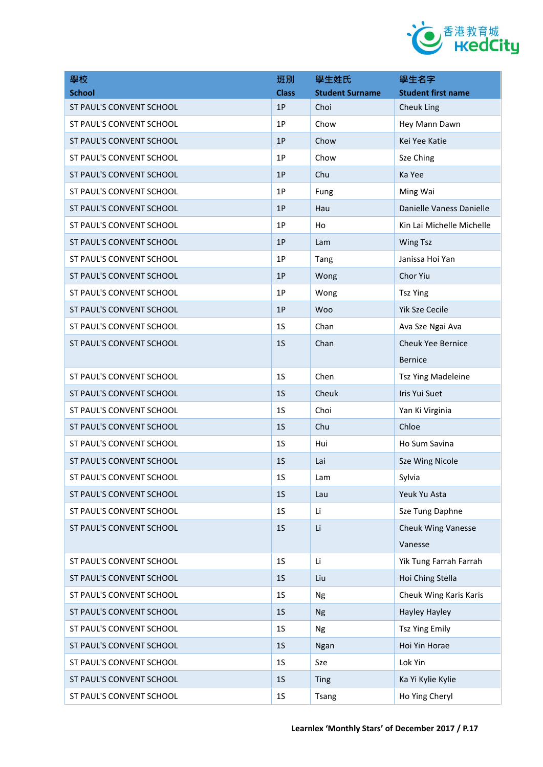| 學校<br>School | 班別<br>Class | 學生姓氏<br>Student Surname | 學生名字<br>Student first name |
|---|---|---|---|
| ST PAUL'S CONVENT SCHOOL | 1P | Choi | Cheuk Ling |
| ST PAUL'S CONVENT SCHOOL | 1P | Chow | Hey Mann Dawn |
| ST PAUL'S CONVENT SCHOOL | 1P | Chow | Kei Yee Katie |
| ST PAUL'S CONVENT SCHOOL | 1P | Chow | Sze Ching |
| ST PAUL'S CONVENT SCHOOL | 1P | Chu | Ka Yee |
| ST PAUL'S CONVENT SCHOOL | 1P | Fung | Ming Wai |
| ST PAUL'S CONVENT SCHOOL | 1P | Hau | Danielle Vaness Danielle |
| ST PAUL'S CONVENT SCHOOL | 1P | Ho | Kin Lai Michelle Michelle |
| ST PAUL'S CONVENT SCHOOL | 1P | Lam | Wing Tsz |
| ST PAUL'S CONVENT SCHOOL | 1P | Tang | Janissa Hoi Yan |
| ST PAUL'S CONVENT SCHOOL | 1P | Wong | Chor Yiu |
| ST PAUL'S CONVENT SCHOOL | 1P | Wong | Tsz Ying |
| ST PAUL'S CONVENT SCHOOL | 1P | Woo | Yik Sze Cecile |
| ST PAUL'S CONVENT SCHOOL | 1S | Chan | Ava Sze Ngai Ava |
| ST PAUL'S CONVENT SCHOOL | 1S | Chan | Cheuk Yee Bernice Bernice |
| ST PAUL'S CONVENT SCHOOL | 1S | Chen | Tsz Ying Madeleine |
| ST PAUL'S CONVENT SCHOOL | 1S | Cheuk | Iris Yui Suet |
| ST PAUL'S CONVENT SCHOOL | 1S | Choi | Yan Ki Virginia |
| ST PAUL'S CONVENT SCHOOL | 1S | Chu | Chloe |
| ST PAUL'S CONVENT SCHOOL | 1S | Hui | Ho Sum Savina |
| ST PAUL'S CONVENT SCHOOL | 1S | Lai | Sze Wing Nicole |
| ST PAUL'S CONVENT SCHOOL | 1S | Lam | Sylvia |
| ST PAUL'S CONVENT SCHOOL | 1S | Lau | Yeuk Yu Asta |
| ST PAUL'S CONVENT SCHOOL | 1S | Li | Sze Tung Daphne |
| ST PAUL'S CONVENT SCHOOL | 1S | Li | Cheuk Wing Vanesse Vanesse |
| ST PAUL'S CONVENT SCHOOL | 1S | Li | Yik Tung Farrah Farrah |
| ST PAUL'S CONVENT SCHOOL | 1S | Liu | Hoi Ching Stella |
| ST PAUL'S CONVENT SCHOOL | 1S | Ng | Cheuk Wing Karis Karis |
| ST PAUL'S CONVENT SCHOOL | 1S | Ng | Hayley Hayley |
| ST PAUL'S CONVENT SCHOOL | 1S | Ng | Tsz Ying Emily |
| ST PAUL'S CONVENT SCHOOL | 1S | Ngan | Hoi Yin Horae |
| ST PAUL'S CONVENT SCHOOL | 1S | Sze | Lok Yin |
| ST PAUL'S CONVENT SCHOOL | 1S | Ting | Ka Yi Kylie Kylie |
| ST PAUL'S CONVENT SCHOOL | 1S | Tsang | Ho Ying Cheryl |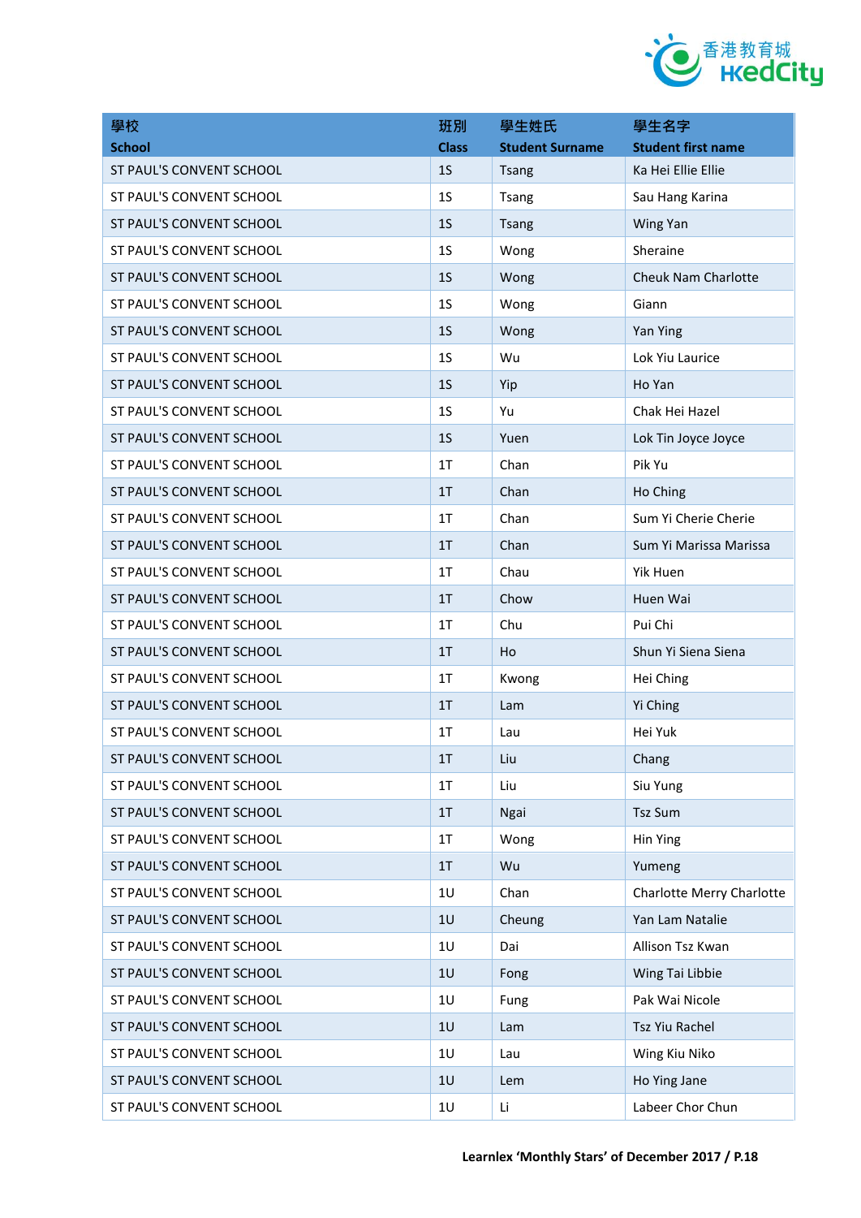| 學校<br>School | 班別<br>Class | 學生姓氏<br>Student Surname | 學生名字<br>Student first name |
|---|---|---|---|
| ST PAUL'S CONVENT SCHOOL | 1S | Tsang | Ka Hei Ellie Ellie |
| ST PAUL'S CONVENT SCHOOL | 1S | Tsang | Sau Hang Karina |
| ST PAUL'S CONVENT SCHOOL | 1S | Tsang | Wing Yan |
| ST PAUL'S CONVENT SCHOOL | 1S | Wong | Sheraine |
| ST PAUL'S CONVENT SCHOOL | 1S | Wong | Cheuk Nam Charlotte |
| ST PAUL'S CONVENT SCHOOL | 1S | Wong | Giann |
| ST PAUL'S CONVENT SCHOOL | 1S | Wong | Yan Ying |
| ST PAUL'S CONVENT SCHOOL | 1S | Wu | Lok Yiu Laurice |
| ST PAUL'S CONVENT SCHOOL | 1S | Yip | Ho Yan |
| ST PAUL'S CONVENT SCHOOL | 1S | Yu | Chak Hei Hazel |
| ST PAUL'S CONVENT SCHOOL | 1S | Yuen | Lok Tin Joyce Joyce |
| ST PAUL'S CONVENT SCHOOL | 1T | Chan | Pik Yu |
| ST PAUL'S CONVENT SCHOOL | 1T | Chan | Ho Ching |
| ST PAUL'S CONVENT SCHOOL | 1T | Chan | Sum Yi Cherie Cherie |
| ST PAUL'S CONVENT SCHOOL | 1T | Chan | Sum Yi Marissa Marissa |
| ST PAUL'S CONVENT SCHOOL | 1T | Chau | Yik Huen |
| ST PAUL'S CONVENT SCHOOL | 1T | Chow | Huen Wai |
| ST PAUL'S CONVENT SCHOOL | 1T | Chu | Pui Chi |
| ST PAUL'S CONVENT SCHOOL | 1T | Ho | Shun Yi Siena Siena |
| ST PAUL'S CONVENT SCHOOL | 1T | Kwong | Hei Ching |
| ST PAUL'S CONVENT SCHOOL | 1T | Lam | Yi Ching |
| ST PAUL'S CONVENT SCHOOL | 1T | Lau | Hei Yuk |
| ST PAUL'S CONVENT SCHOOL | 1T | Liu | Chang |
| ST PAUL'S CONVENT SCHOOL | 1T | Liu | Siu Yung |
| ST PAUL'S CONVENT SCHOOL | 1T | Ngai | Tsz Sum |
| ST PAUL'S CONVENT SCHOOL | 1T | Wong | Hin Ying |
| ST PAUL'S CONVENT SCHOOL | 1T | Wu | Yumeng |
| ST PAUL'S CONVENT SCHOOL | 1U | Chan | Charlotte Merry Charlotte |
| ST PAUL'S CONVENT SCHOOL | 1U | Cheung | Yan Lam Natalie |
| ST PAUL'S CONVENT SCHOOL | 1U | Dai | Allison Tsz Kwan |
| ST PAUL'S CONVENT SCHOOL | 1U | Fong | Wing Tai Libbie |
| ST PAUL'S CONVENT SCHOOL | 1U | Fung | Pak Wai Nicole |
| ST PAUL'S CONVENT SCHOOL | 1U | Lam | Tsz Yiu Rachel |
| ST PAUL'S CONVENT SCHOOL | 1U | Lau | Wing Kiu Niko |
| ST PAUL'S CONVENT SCHOOL | 1U | Lem | Ho Ying Jane |
| ST PAUL'S CONVENT SCHOOL | 1U | Li | Labeer Chor Chun |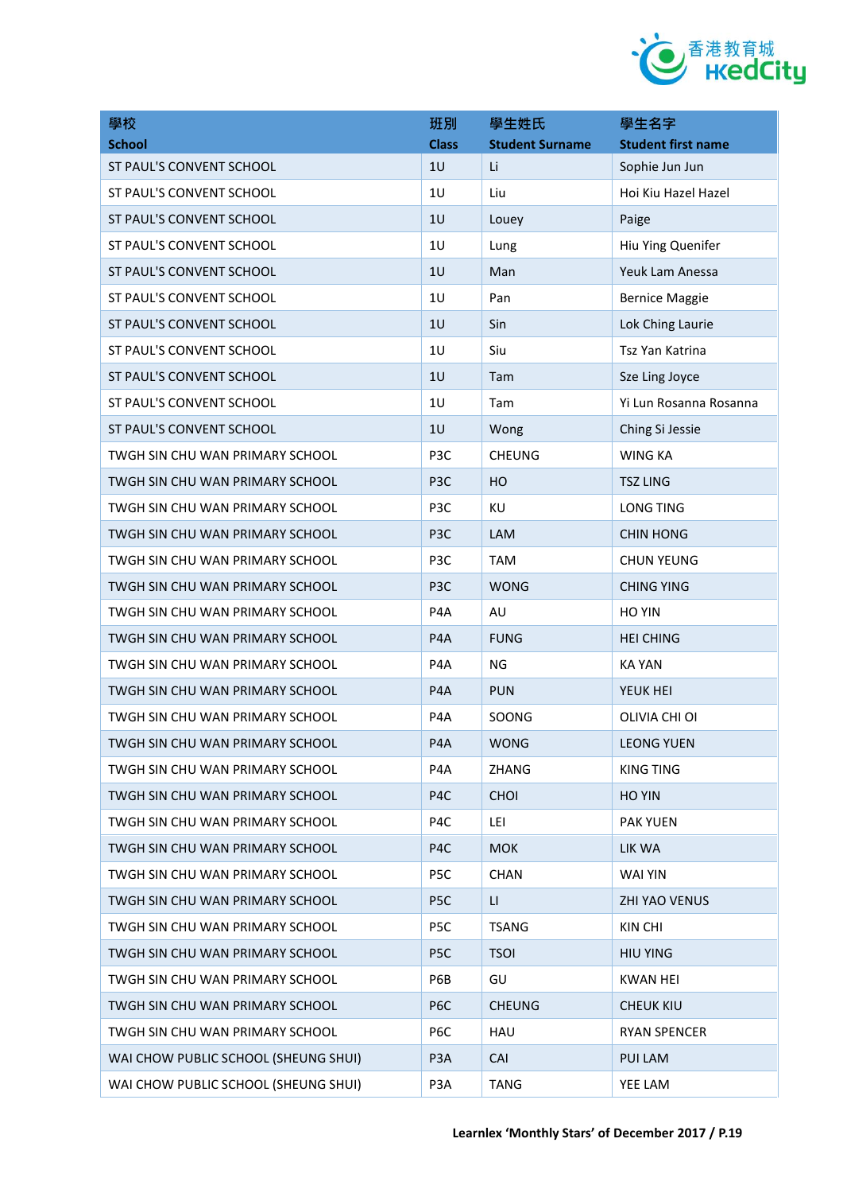| 學校<br>School | 班別<br>Class | 學生姓氏<br>Student Surname | 學生名字<br>Student first name |
|---|---|---|---|
| ST PAUL'S CONVENT SCHOOL | 1U | Li | Sophie Jun Jun |
| ST PAUL'S CONVENT SCHOOL | 1U | Liu | Hoi Kiu Hazel Hazel |
| ST PAUL'S CONVENT SCHOOL | 1U | Louey | Paige |
| ST PAUL'S CONVENT SCHOOL | 1U | Lung | Hiu Ying Quenifer |
| ST PAUL'S CONVENT SCHOOL | 1U | Man | Yeuk Lam Anessa |
| ST PAUL'S CONVENT SCHOOL | 1U | Pan | Bernice Maggie |
| ST PAUL'S CONVENT SCHOOL | 1U | Sin | Lok Ching Laurie |
| ST PAUL'S CONVENT SCHOOL | 1U | Siu | Tsz Yan Katrina |
| ST PAUL'S CONVENT SCHOOL | 1U | Tam | Sze Ling Joyce |
| ST PAUL'S CONVENT SCHOOL | 1U | Tam | Yi Lun Rosanna Rosanna |
| ST PAUL'S CONVENT SCHOOL | 1U | Wong | Ching Si Jessie |
| TWGH SIN CHU WAN PRIMARY SCHOOL | P3C | CHEUNG | WING KA |
| TWGH SIN CHU WAN PRIMARY SCHOOL | P3C | HO | TSZ LING |
| TWGH SIN CHU WAN PRIMARY SCHOOL | P3C | KU | LONG TING |
| TWGH SIN CHU WAN PRIMARY SCHOOL | P3C | LAM | CHIN HONG |
| TWGH SIN CHU WAN PRIMARY SCHOOL | P3C | TAM | CHUN YEUNG |
| TWGH SIN CHU WAN PRIMARY SCHOOL | P3C | WONG | CHING YING |
| TWGH SIN CHU WAN PRIMARY SCHOOL | P4A | AU | HO YIN |
| TWGH SIN CHU WAN PRIMARY SCHOOL | P4A | FUNG | HEI CHING |
| TWGH SIN CHU WAN PRIMARY SCHOOL | P4A | NG | KA YAN |
| TWGH SIN CHU WAN PRIMARY SCHOOL | P4A | PUN | YEUK HEI |
| TWGH SIN CHU WAN PRIMARY SCHOOL | P4A | SOONG | OLIVIA CHI OI |
| TWGH SIN CHU WAN PRIMARY SCHOOL | P4A | WONG | LEONG YUEN |
| TWGH SIN CHU WAN PRIMARY SCHOOL | P4A | ZHANG | KING TING |
| TWGH SIN CHU WAN PRIMARY SCHOOL | P4C | CHOI | HO YIN |
| TWGH SIN CHU WAN PRIMARY SCHOOL | P4C | LEI | PAK YUEN |
| TWGH SIN CHU WAN PRIMARY SCHOOL | P4C | MOK | LIK WA |
| TWGH SIN CHU WAN PRIMARY SCHOOL | P5C | CHAN | WAI YIN |
| TWGH SIN CHU WAN PRIMARY SCHOOL | P5C | LI | ZHI YAO VENUS |
| TWGH SIN CHU WAN PRIMARY SCHOOL | P5C | TSANG | KIN CHI |
| TWGH SIN CHU WAN PRIMARY SCHOOL | P5C | TSOI | HIU YING |
| TWGH SIN CHU WAN PRIMARY SCHOOL | P6B | GU | KWAN HEI |
| TWGH SIN CHU WAN PRIMARY SCHOOL | P6C | CHEUNG | CHEUK KIU |
| TWGH SIN CHU WAN PRIMARY SCHOOL | P6C | HAU | RYAN SPENCER |
| WAI CHOW PUBLIC SCHOOL (SHEUNG SHUI) | P3A | CAI | PUI LAM |
| WAI CHOW PUBLIC SCHOOL (SHEUNG SHUI) | P3A | TANG | YEE LAM |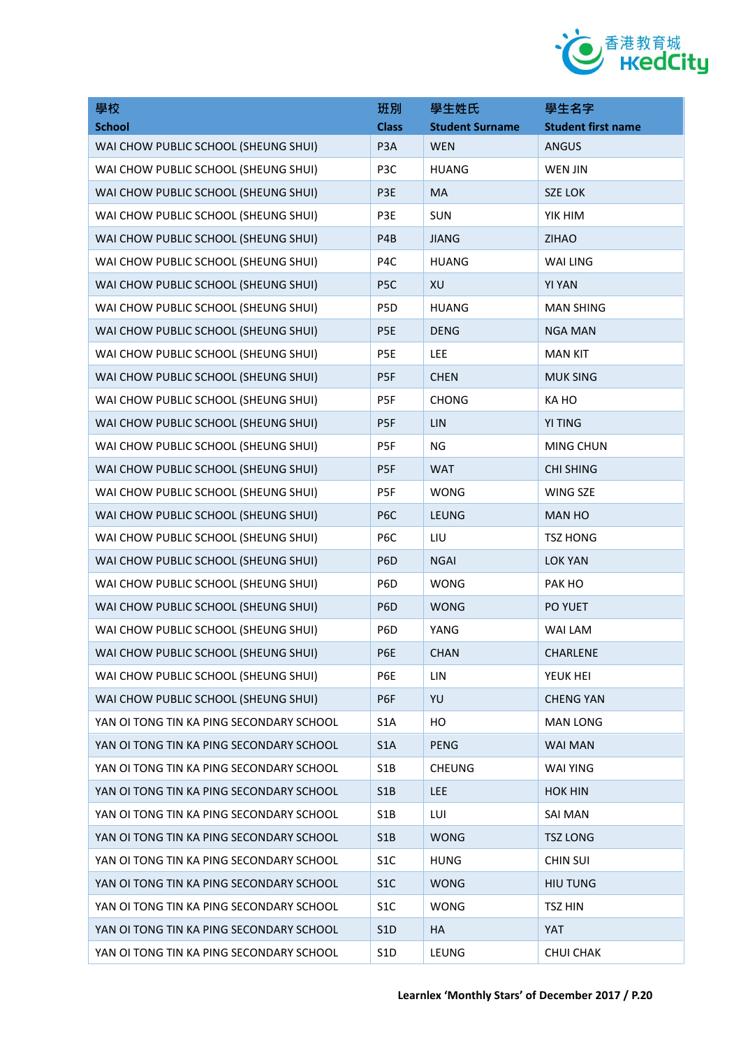| 學校<br>School | 班別<br>Class | 學生姓氏<br>Student Surname | 學生名字<br>Student first name |
|---|---|---|---|
| WAI CHOW PUBLIC SCHOOL (SHEUNG SHUI) | P3A | WEN | ANGUS |
| WAI CHOW PUBLIC SCHOOL (SHEUNG SHUI) | P3C | HUANG | WEN JIN |
| WAI CHOW PUBLIC SCHOOL (SHEUNG SHUI) | P3E | MA | SZE LOK |
| WAI CHOW PUBLIC SCHOOL (SHEUNG SHUI) | P3E | SUN | YIK HIM |
| WAI CHOW PUBLIC SCHOOL (SHEUNG SHUI) | P4B | JIANG | ZIHAO |
| WAI CHOW PUBLIC SCHOOL (SHEUNG SHUI) | P4C | HUANG | WAI LING |
| WAI CHOW PUBLIC SCHOOL (SHEUNG SHUI) | P5C | XU | YI YAN |
| WAI CHOW PUBLIC SCHOOL (SHEUNG SHUI) | P5D | HUANG | MAN SHING |
| WAI CHOW PUBLIC SCHOOL (SHEUNG SHUI) | P5E | DENG | NGA MAN |
| WAI CHOW PUBLIC SCHOOL (SHEUNG SHUI) | P5E | LEE | MAN KIT |
| WAI CHOW PUBLIC SCHOOL (SHEUNG SHUI) | P5F | CHEN | MUK SING |
| WAI CHOW PUBLIC SCHOOL (SHEUNG SHUI) | P5F | CHONG | KA HO |
| WAI CHOW PUBLIC SCHOOL (SHEUNG SHUI) | P5F | LIN | YI TING |
| WAI CHOW PUBLIC SCHOOL (SHEUNG SHUI) | P5F | NG | MING CHUN |
| WAI CHOW PUBLIC SCHOOL (SHEUNG SHUI) | P5F | WAT | CHI SHING |
| WAI CHOW PUBLIC SCHOOL (SHEUNG SHUI) | P5F | WONG | WING SZE |
| WAI CHOW PUBLIC SCHOOL (SHEUNG SHUI) | P6C | LEUNG | MAN HO |
| WAI CHOW PUBLIC SCHOOL (SHEUNG SHUI) | P6C | LIU | TSZ HONG |
| WAI CHOW PUBLIC SCHOOL (SHEUNG SHUI) | P6D | NGAI | LOK YAN |
| WAI CHOW PUBLIC SCHOOL (SHEUNG SHUI) | P6D | WONG | PAK HO |
| WAI CHOW PUBLIC SCHOOL (SHEUNG SHUI) | P6D | WONG | PO YUET |
| WAI CHOW PUBLIC SCHOOL (SHEUNG SHUI) | P6D | YANG | WAI LAM |
| WAI CHOW PUBLIC SCHOOL (SHEUNG SHUI) | P6E | CHAN | CHARLENE |
| WAI CHOW PUBLIC SCHOOL (SHEUNG SHUI) | P6E | LIN | YEUK HEI |
| WAI CHOW PUBLIC SCHOOL (SHEUNG SHUI) | P6F | YU | CHENG YAN |
| YAN OI TONG TIN KA PING SECONDARY SCHOOL | S1A | HO | MAN LONG |
| YAN OI TONG TIN KA PING SECONDARY SCHOOL | S1A | PENG | WAI MAN |
| YAN OI TONG TIN KA PING SECONDARY SCHOOL | S1B | CHEUNG | WAI YING |
| YAN OI TONG TIN KA PING SECONDARY SCHOOL | S1B | LEE | HOK HIN |
| YAN OI TONG TIN KA PING SECONDARY SCHOOL | S1B | LUI | SAI MAN |
| YAN OI TONG TIN KA PING SECONDARY SCHOOL | S1B | WONG | TSZ LONG |
| YAN OI TONG TIN KA PING SECONDARY SCHOOL | S1C | HUNG | CHIN SUI |
| YAN OI TONG TIN KA PING SECONDARY SCHOOL | S1C | WONG | HIU TUNG |
| YAN OI TONG TIN KA PING SECONDARY SCHOOL | S1C | WONG | TSZ HIN |
| YAN OI TONG TIN KA PING SECONDARY SCHOOL | S1D | HA | YAT |
| YAN OI TONG TIN KA PING SECONDARY SCHOOL | S1D | LEUNG | CHUI CHAK |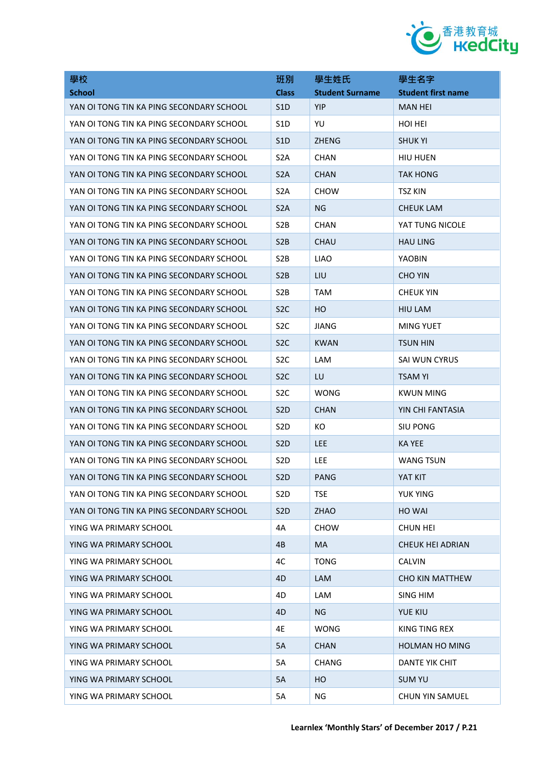| 學校<br>School | 班別<br>Class | 學生姓氏<br>Student Surname | 學生名字<br>Student first name |
|---|---|---|---|
| YAN OI TONG TIN KA PING SECONDARY SCHOOL | S1D | YIP | MAN HEI |
| YAN OI TONG TIN KA PING SECONDARY SCHOOL | S1D | YU | HOI HEI |
| YAN OI TONG TIN KA PING SECONDARY SCHOOL | S1D | ZHENG | SHUK YI |
| YAN OI TONG TIN KA PING SECONDARY SCHOOL | S2A | CHAN | HIU HUEN |
| YAN OI TONG TIN KA PING SECONDARY SCHOOL | S2A | CHAN | TAK HONG |
| YAN OI TONG TIN KA PING SECONDARY SCHOOL | S2A | CHOW | TSZ KIN |
| YAN OI TONG TIN KA PING SECONDARY SCHOOL | S2A | NG | CHEUK LAM |
| YAN OI TONG TIN KA PING SECONDARY SCHOOL | S2B | CHAN | YAT TUNG NICOLE |
| YAN OI TONG TIN KA PING SECONDARY SCHOOL | S2B | CHAU | HAU LING |
| YAN OI TONG TIN KA PING SECONDARY SCHOOL | S2B | LIAO | YAOBIN |
| YAN OI TONG TIN KA PING SECONDARY SCHOOL | S2B | LIU | CHO YIN |
| YAN OI TONG TIN KA PING SECONDARY SCHOOL | S2B | TAM | CHEUK YIN |
| YAN OI TONG TIN KA PING SECONDARY SCHOOL | S2C | HO | HIU LAM |
| YAN OI TONG TIN KA PING SECONDARY SCHOOL | S2C | JIANG | MING YUET |
| YAN OI TONG TIN KA PING SECONDARY SCHOOL | S2C | KWAN | TSUN HIN |
| YAN OI TONG TIN KA PING SECONDARY SCHOOL | S2C | LAM | SAI WUN CYRUS |
| YAN OI TONG TIN KA PING SECONDARY SCHOOL | S2C | LU | TSAM YI |
| YAN OI TONG TIN KA PING SECONDARY SCHOOL | S2C | WONG | KWUN MING |
| YAN OI TONG TIN KA PING SECONDARY SCHOOL | S2D | CHAN | YIN CHI FANTASIA |
| YAN OI TONG TIN KA PING SECONDARY SCHOOL | S2D | KO | SIU PONG |
| YAN OI TONG TIN KA PING SECONDARY SCHOOL | S2D | LEE | KA YEE |
| YAN OI TONG TIN KA PING SECONDARY SCHOOL | S2D | LEE | WANG TSUN |
| YAN OI TONG TIN KA PING SECONDARY SCHOOL | S2D | PANG | YAT KIT |
| YAN OI TONG TIN KA PING SECONDARY SCHOOL | S2D | TSE | YUK YING |
| YAN OI TONG TIN KA PING SECONDARY SCHOOL | S2D | ZHAO | HO WAI |
| YING WA PRIMARY SCHOOL | 4A | CHOW | CHUN HEI |
| YING WA PRIMARY SCHOOL | 4B | MA | CHEUK HEI ADRIAN |
| YING WA PRIMARY SCHOOL | 4C | TONG | CALVIN |
| YING WA PRIMARY SCHOOL | 4D | LAM | CHO KIN MATTHEW |
| YING WA PRIMARY SCHOOL | 4D | LAM | SING HIM |
| YING WA PRIMARY SCHOOL | 4D | NG | YUE KIU |
| YING WA PRIMARY SCHOOL | 4E | WONG | KING TING REX |
| YING WA PRIMARY SCHOOL | 5A | CHAN | HOLMAN HO MING |
| YING WA PRIMARY SCHOOL | 5A | CHANG | DANTE YIK CHIT |
| YING WA PRIMARY SCHOOL | 5A | HO | SUM YU |
| YING WA PRIMARY SCHOOL | 5A | NG | CHUN YIN SAMUEL |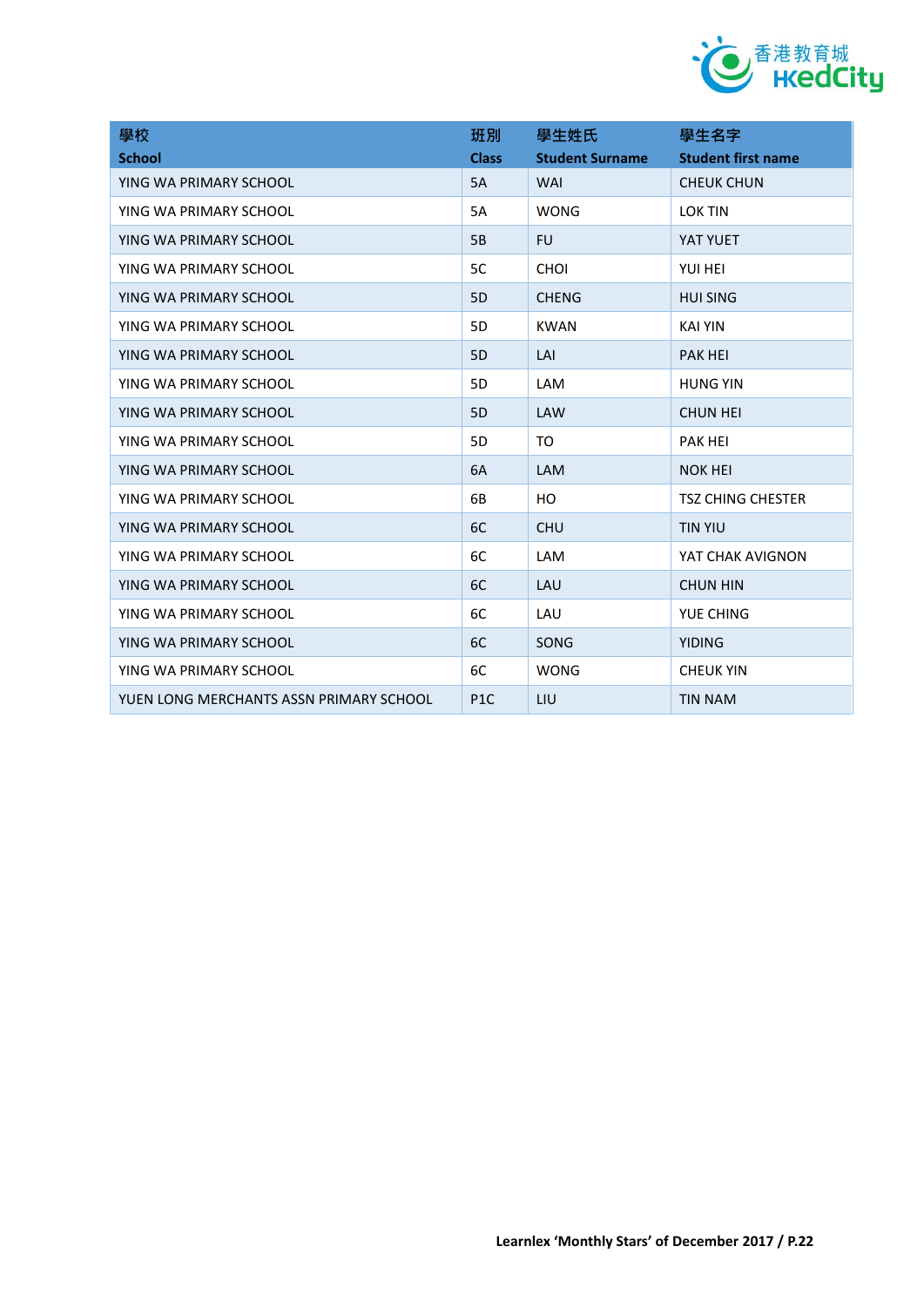| 學校<br>School | 班別<br>Class | 學生姓氏<br>Student Surname | 學生名字<br>Student first name |
| --- | --- | --- | --- |
| YING WA PRIMARY SCHOOL | 5A | WAI | CHEUK CHUN |
| YING WA PRIMARY SCHOOL | 5A | WONG | LOK TIN |
| YING WA PRIMARY SCHOOL | 5B | FU | YAT YUET |
| YING WA PRIMARY SCHOOL | 5C | CHOI | YUI HEI |
| YING WA PRIMARY SCHOOL | 5D | CHENG | HUI SING |
| YING WA PRIMARY SCHOOL | 5D | KWAN | KAI YIN |
| YING WA PRIMARY SCHOOL | 5D | LAI | PAK HEI |
| YING WA PRIMARY SCHOOL | 5D | LAM | HUNG YIN |
| YING WA PRIMARY SCHOOL | 5D | LAW | CHUN HEI |
| YING WA PRIMARY SCHOOL | 5D | TO | PAK HEI |
| YING WA PRIMARY SCHOOL | 6A | LAM | NOK HEI |
| YING WA PRIMARY SCHOOL | 6B | HO | TSZ CHING CHESTER |
| YING WA PRIMARY SCHOOL | 6C | CHU | TIN YIU |
| YING WA PRIMARY SCHOOL | 6C | LAM | YAT CHAK AVIGNON |
| YING WA PRIMARY SCHOOL | 6C | LAU | CHUN HIN |
| YING WA PRIMARY SCHOOL | 6C | LAU | YUE CHING |
| YING WA PRIMARY SCHOOL | 6C | SONG | YIDING |
| YING WA PRIMARY SCHOOL | 6C | WONG | CHEUK YIN |
| YUEN LONG MERCHANTS ASSN PRIMARY SCHOOL | P1C | LIU | TIN NAM |